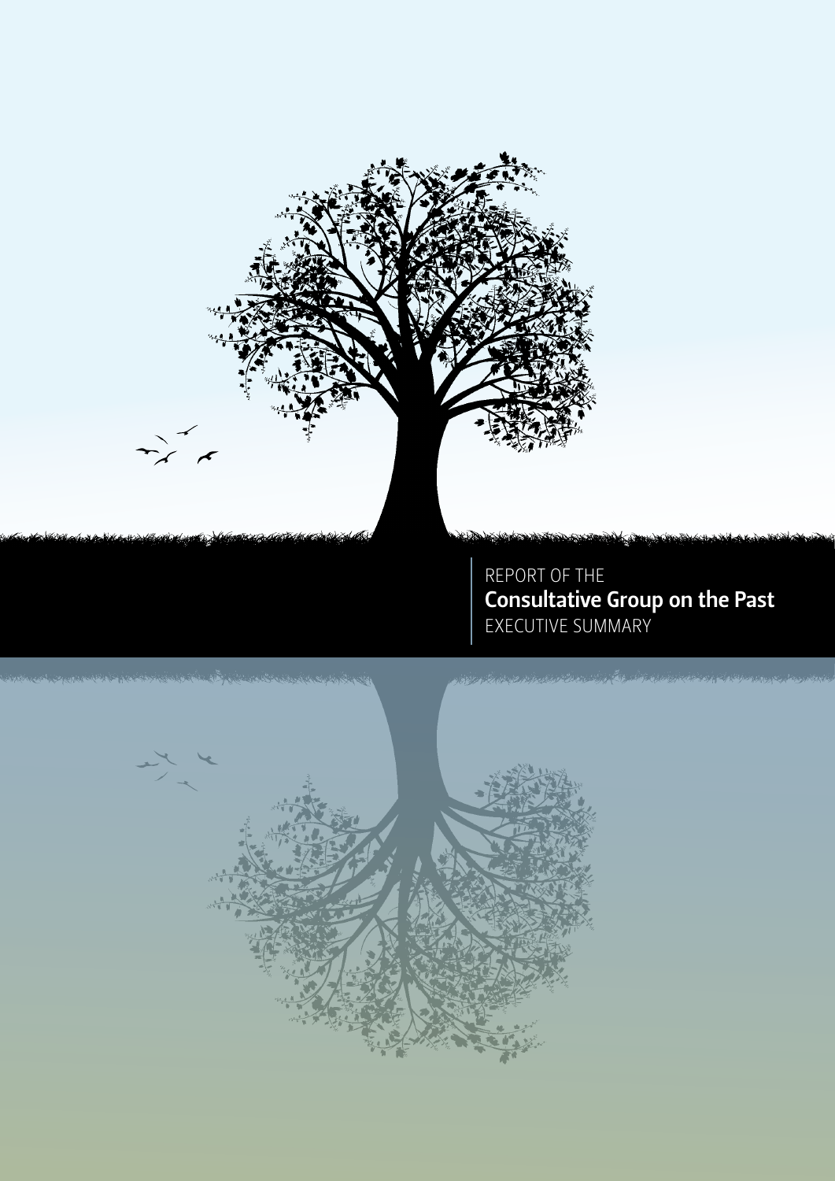REPORT OF THE

# Consultative Group on the Past

EXECUTIVE SUMMARY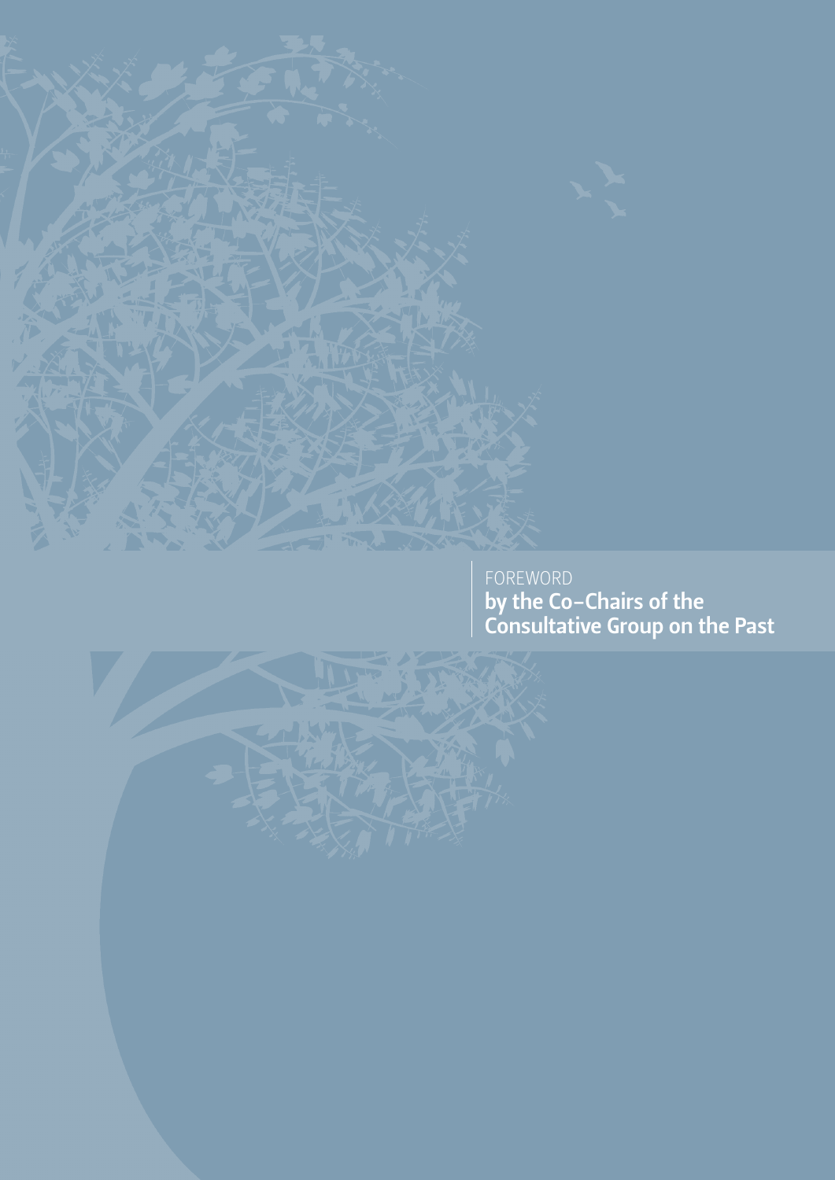# FOREWORD
## by the Co-Chairs of the Consultative Group on the Past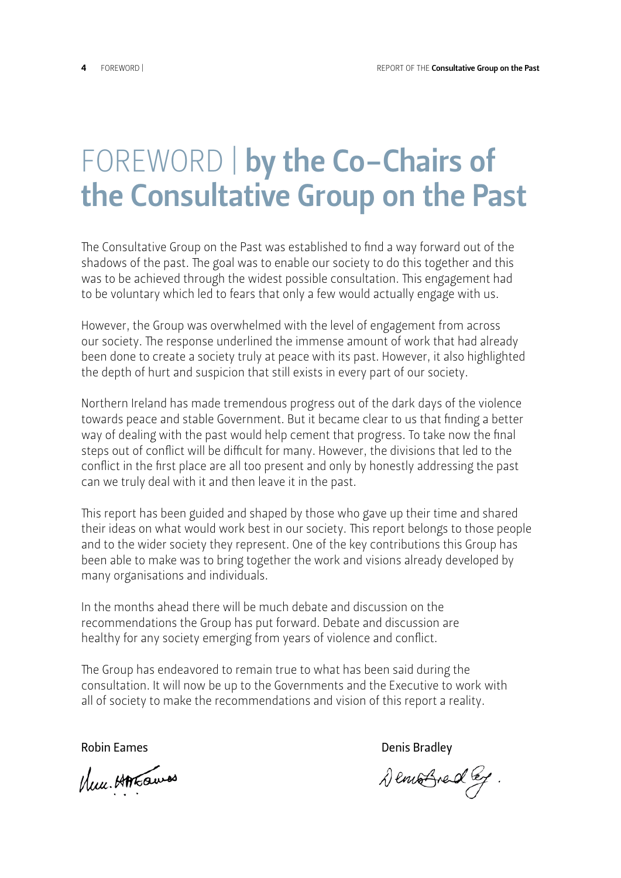# FOREWORD | by the Co–Chairs of the Consultative Group on the Past

The Consultative Group on the Past was established to find a way forward out of the shadows of the past. The goal was to enable our society to do this together and this was to be achieved through the widest possible consultation. This engagement had to be voluntary which led to fears that only a few would actually engage with us.

However, the Group was overwhelmed with the level of engagement from across our society. The response underlined the immense amount of work that had already been done to create a society truly at peace with its past. However, it also highlighted the depth of hurt and suspicion that still exists in every part of our society.

Northern Ireland has made tremendous progress out of the dark days of the violence towards peace and stable Government. But it became clear to us that finding a better way of dealing with the past would help cement that progress. To take now the final steps out of conflict will be difficult for many. However, the divisions that led to the conflict in the first place are all too present and only by honestly addressing the past can we truly deal with it and then leave it in the past.

This report has been guided and shaped by those who gave up their time and shared their ideas on what would work best in our society. This report belongs to those people and to the wider society they represent. One of the key contributions this Group has been able to make was to bring together the work and visions already developed by many organisations and individuals.

In the months ahead there will be much debate and discussion on the recommendations the Group has put forward. Debate and discussion are healthy for any society emerging from years of violence and conflict.

The Group has endeavored to remain true to what has been said during the consultation. It will now be up to the Governments and the Executive to work with all of society to make the recommendations and vision of this report a reality.

Robin Eames

Denis Bradley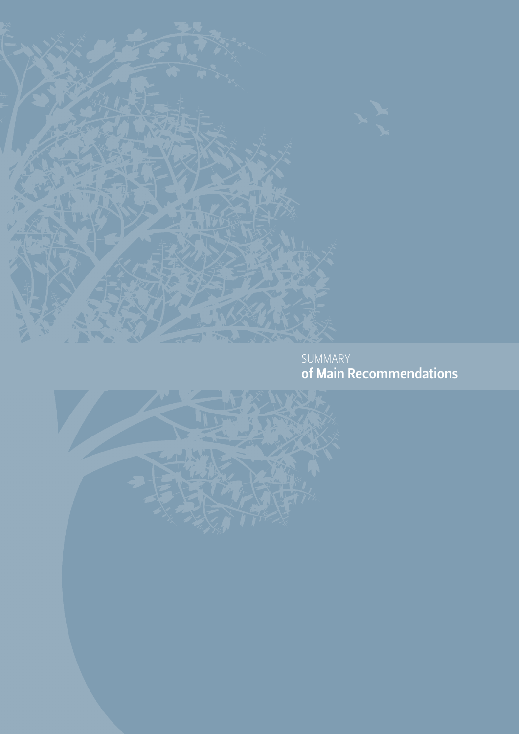# SUMMARY of Main Recommendations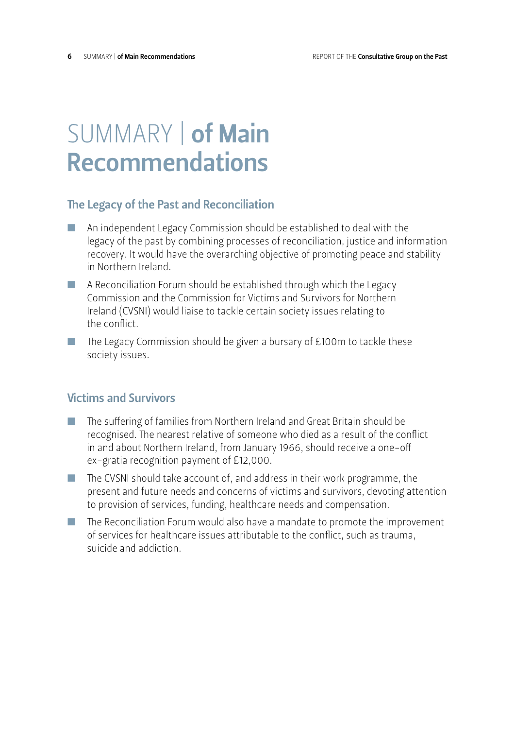# SUMMARY | of Main Recommendations

## The Legacy of the Past and Reconciliation

- An independent Legacy Commission should be established to deal with the legacy of the past by combining processes of reconciliation, justice and information recovery. It would have the overarching objective of promoting peace and stability in Northern Ireland.
- A Reconciliation Forum should be established through which the Legacy Commission and the Commission for Victims and Survivors for Northern Ireland (CVSNI) would liaise to tackle certain society issues relating to the conflict.
- The Legacy Commission should be given a bursary of £100m to tackle these society issues.

## Victims and Survivors

- The suffering of families from Northern Ireland and Great Britain should be recognised. The nearest relative of someone who died as a result of the conflict in and about Northern Ireland, from January 1966, should receive a one-off ex-gratia recognition payment of £12,000.
- The CVSNI should take account of, and address in their work programme, the present and future needs and concerns of victims and survivors, devoting attention to provision of services, funding, healthcare needs and compensation.
- The Reconciliation Forum would also have a mandate to promote the improvement of services for healthcare issues attributable to the conflict, such as trauma, suicide and addiction.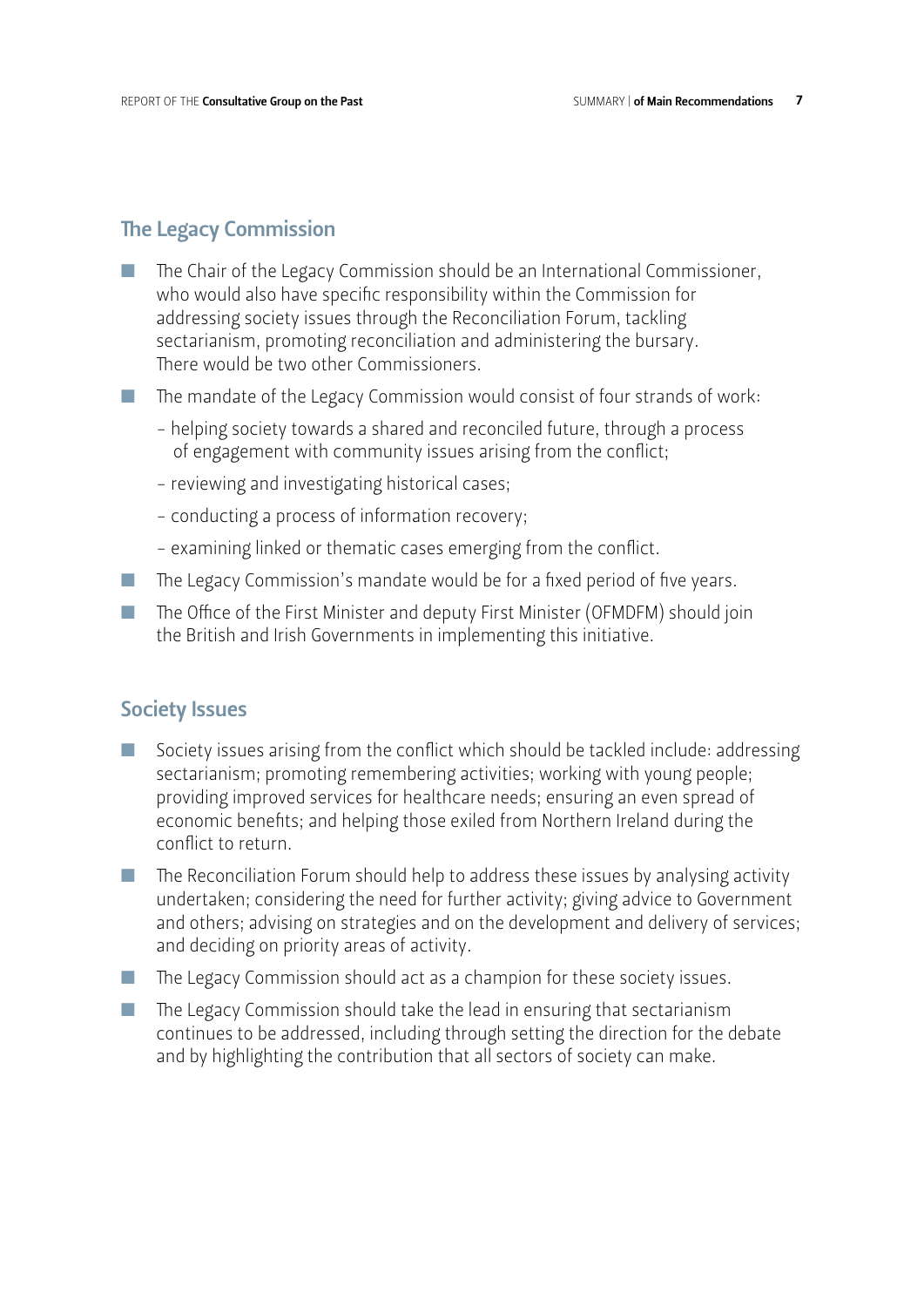## The Legacy Commission

- The Chair of the Legacy Commission should be an International Commissioner, who would also have specific responsibility within the Commission for addressing society issues through the Reconciliation Forum, tackling sectarianism, promoting reconciliation and administering the bursary. There would be two other Commissioners.
- The mandate of the Legacy Commission would consist of four strands of work:
  - helping society towards a shared and reconciled future, through a process of engagement with community issues arising from the conflict;
  - reviewing and investigating historical cases;
  - conducting a process of information recovery;
  - examining linked or thematic cases emerging from the conflict.
- The Legacy Commission's mandate would be for a fixed period of five years.
- The Office of the First Minister and deputy First Minister (OFMDFM) should join the British and Irish Governments in implementing this initiative.

## Society Issues

- Society issues arising from the conflict which should be tackled include: addressing sectarianism; promoting remembering activities; working with young people; providing improved services for healthcare needs; ensuring an even spread of economic benefits; and helping those exiled from Northern Ireland during the conflict to return.
- The Reconciliation Forum should help to address these issues by analysing activity undertaken; considering the need for further activity; giving advice to Government and others; advising on strategies and on the development and delivery of services; and deciding on priority areas of activity.
- The Legacy Commission should act as a champion for these society issues.
- The Legacy Commission should take the lead in ensuring that sectarianism continues to be addressed, including through setting the direction for the debate and by highlighting the contribution that all sectors of society can make.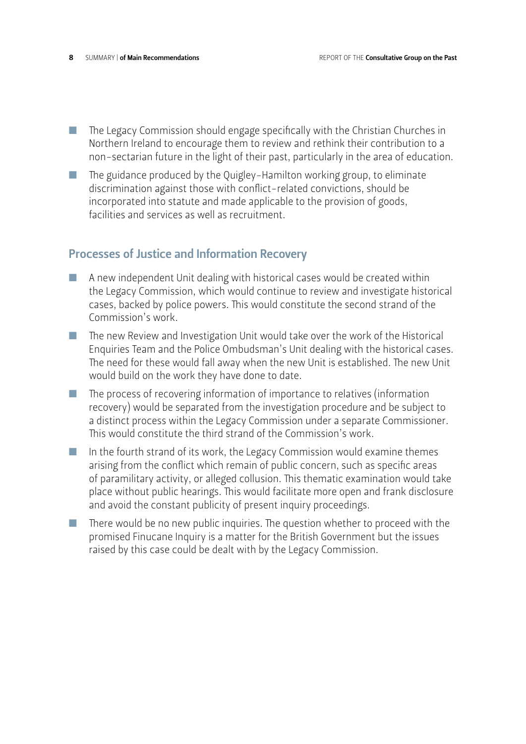- The Legacy Commission should engage specifically with the Christian Churches in Northern Ireland to encourage them to review and rethink their contribution to a non-sectarian future in the light of their past, particularly in the area of education.
- The guidance produced by the Quigley-Hamilton working group, to eliminate discrimination against those with conflict-related convictions, should be incorporated into statute and made applicable to the provision of goods, facilities and services as well as recruitment.

## Processes of Justice and Information Recovery

- A new independent Unit dealing with historical cases would be created within the Legacy Commission, which would continue to review and investigate historical cases, backed by police powers. This would constitute the second strand of the Commission's work.
- The new Review and Investigation Unit would take over the work of the Historical Enquiries Team and the Police Ombudsman's Unit dealing with the historical cases. The need for these would fall away when the new Unit is established. The new Unit would build on the work they have done to date.
- The process of recovering information of importance to relatives (information recovery) would be separated from the investigation procedure and be subject to a distinct process within the Legacy Commission under a separate Commissioner. This would constitute the third strand of the Commission's work.
- In the fourth strand of its work, the Legacy Commission would examine themes arising from the conflict which remain of public concern, such as specific areas of paramilitary activity, or alleged collusion. This thematic examination would take place without public hearings. This would facilitate more open and frank disclosure and avoid the constant publicity of present inquiry proceedings.
- There would be no new public inquiries. The question whether to proceed with the promised Finucane Inquiry is a matter for the British Government but the issues raised by this case could be dealt with by the Legacy Commission.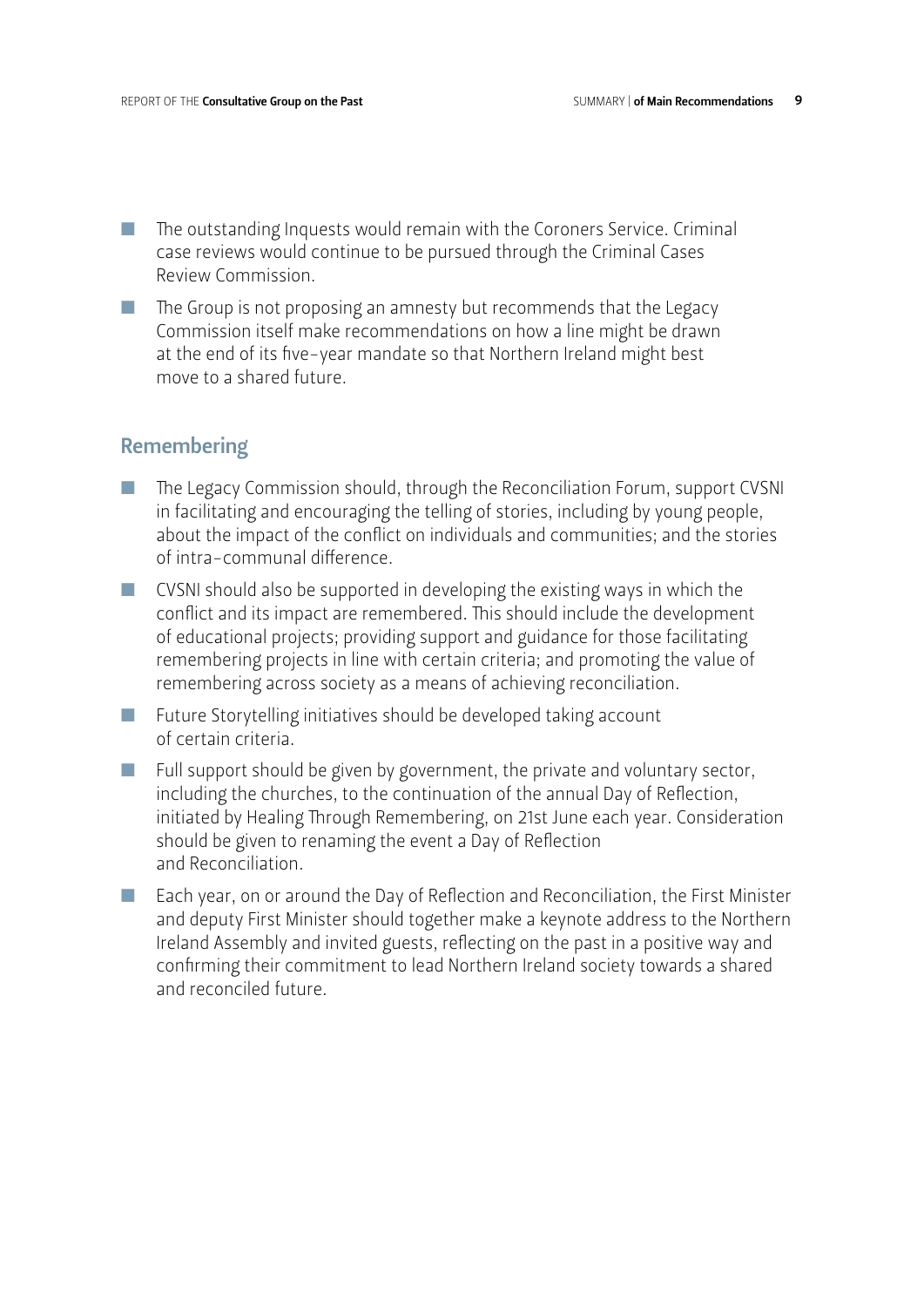- The outstanding Inquests would remain with the Coroners Service. Criminal case reviews would continue to be pursued through the Criminal Cases Review Commission.
- The Group is not proposing an amnesty but recommends that the Legacy Commission itself make recommendations on how a line might be drawn at the end of its five-year mandate so that Northern Ireland might best move to a shared future.

## Remembering

- The Legacy Commission should, through the Reconciliation Forum, support CVSNI in facilitating and encouraging the telling of stories, including by young people, about the impact of the conflict on individuals and communities; and the stories of intra-communal difference.
- CVSNI should also be supported in developing the existing ways in which the conflict and its impact are remembered. This should include the development of educational projects; providing support and guidance for those facilitating remembering projects in line with certain criteria; and promoting the value of remembering across society as a means of achieving reconciliation.
- Future Storytelling initiatives should be developed taking account of certain criteria.
- Full support should be given by government, the private and voluntary sector, including the churches, to the continuation of the annual Day of Reflection, initiated by Healing Through Remembering, on 21st June each year. Consideration should be given to renaming the event a Day of Reflection and Reconciliation.
- Each year, on or around the Day of Reflection and Reconciliation, the First Minister and deputy First Minister should together make a keynote address to the Northern Ireland Assembly and invited guests, reflecting on the past in a positive way and confirming their commitment to lead Northern Ireland society towards a shared and reconciled future.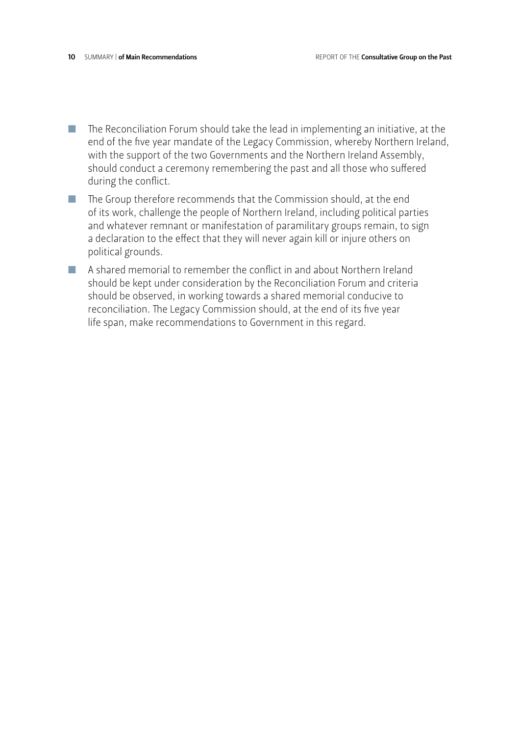- The Reconciliation Forum should take the lead in implementing an initiative, at the end of the five year mandate of the Legacy Commission, whereby Northern Ireland, with the support of the two Governments and the Northern Ireland Assembly, should conduct a ceremony remembering the past and all those who suffered during the conflict.
- The Group therefore recommends that the Commission should, at the end of its work, challenge the people of Northern Ireland, including political parties and whatever remnant or manifestation of paramilitary groups remain, to sign a declaration to the effect that they will never again kill or injure others on political grounds.
- A shared memorial to remember the conflict in and about Northern Ireland should be kept under consideration by the Reconciliation Forum and criteria should be observed, in working towards a shared memorial conducive to reconciliation. The Legacy Commission should, at the end of its five year life span, make recommendations to Government in this regard.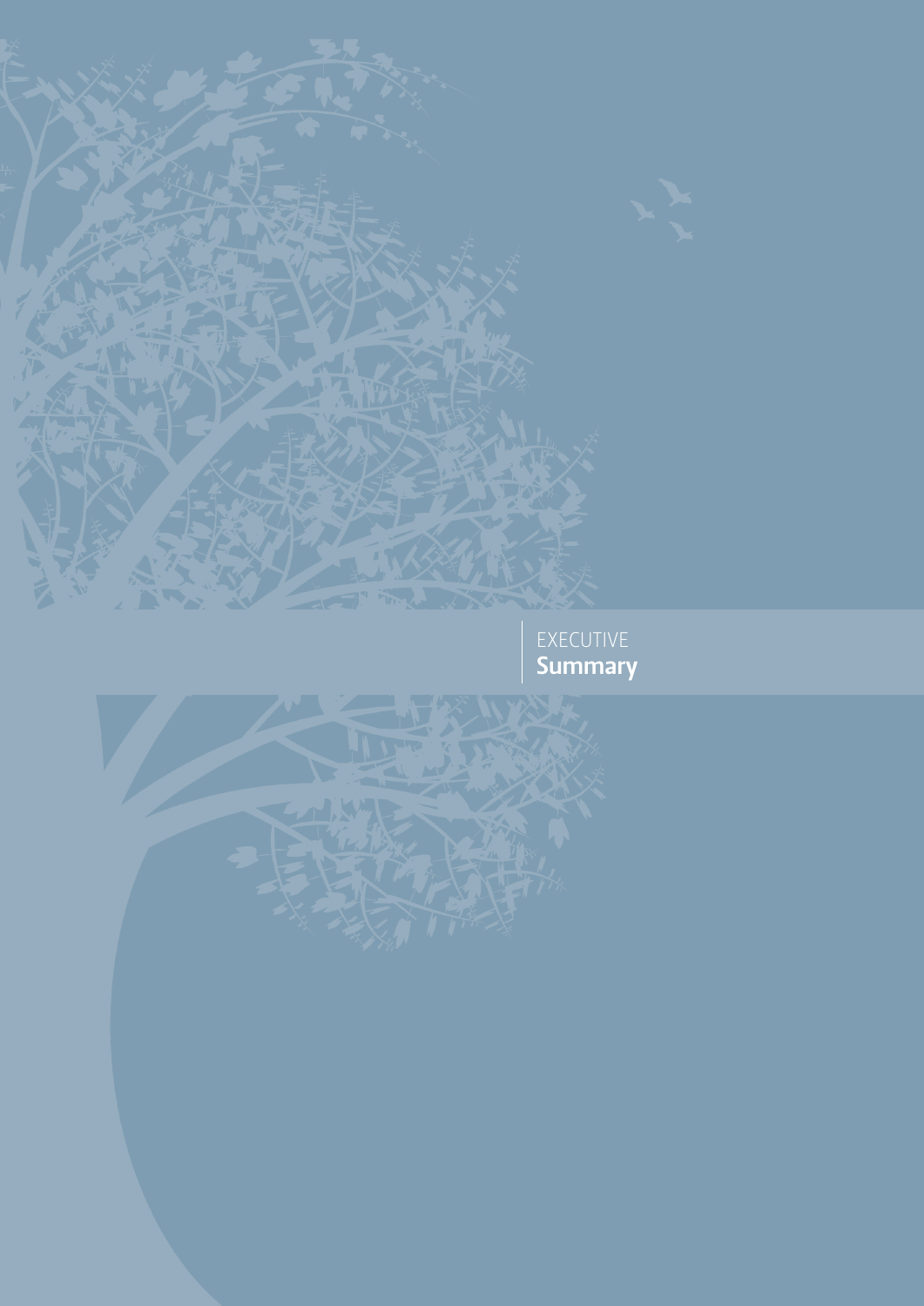# EXECUTIVE Summary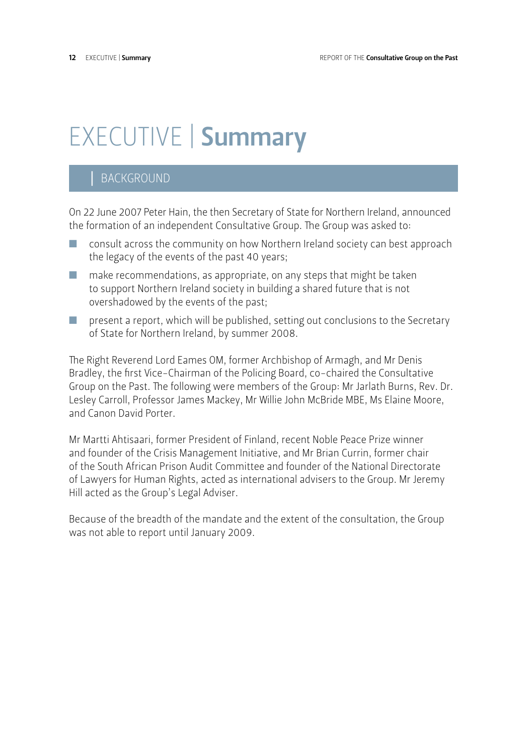# EXECUTIVE | Summary

## BACKGROUND

On 22 June 2007 Peter Hain, the then Secretary of State for Northern Ireland, announced the formation of an independent Consultative Group. The Group was asked to:

- consult across the community on how Northern Ireland society can best approach the legacy of the events of the past 40 years;
- make recommendations, as appropriate, on any steps that might be taken to support Northern Ireland society in building a shared future that is not overshadowed by the events of the past;
- present a report, which will be published, setting out conclusions to the Secretary of State for Northern Ireland, by summer 2008.

The Right Reverend Lord Eames OM, former Archbishop of Armagh, and Mr Denis Bradley, the first Vice-Chairman of the Policing Board, co-chaired the Consultative Group on the Past. The following were members of the Group: Mr Jarlath Burns, Rev. Dr. Lesley Carroll, Professor James Mackey, Mr Willie John McBride MBE, Ms Elaine Moore, and Canon David Porter.

Mr Martti Ahtisaari, former President of Finland, recent Noble Peace Prize winner and founder of the Crisis Management Initiative, and Mr Brian Currin, former chair of the South African Prison Audit Committee and founder of the National Directorate of Lawyers for Human Rights, acted as international advisers to the Group. Mr Jeremy Hill acted as the Group's Legal Adviser.

Because of the breadth of the mandate and the extent of the consultation, the Group was not able to report until January 2009.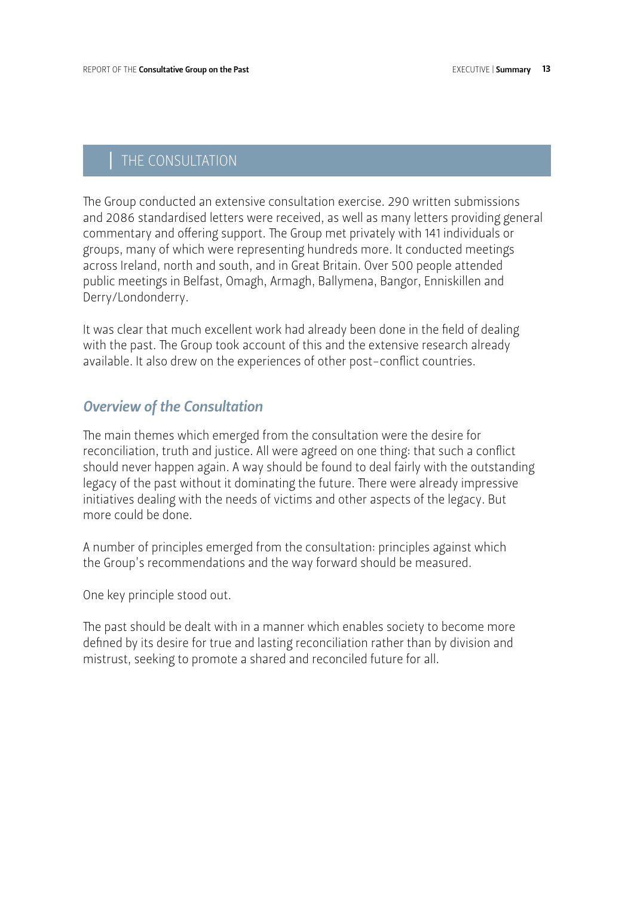## THE CONSULTATION

The Group conducted an extensive consultation exercise. 290 written submissions and 2086 standardised letters were received, as well as many letters providing general commentary and offering support. The Group met privately with 141 individuals or groups, many of which were representing hundreds more. It conducted meetings across Ireland, north and south, and in Great Britain. Over 500 people attended public meetings in Belfast, Omagh, Armagh, Ballymena, Bangor, Enniskillen and Derry/Londonderry.

It was clear that much excellent work had already been done in the field of dealing with the past. The Group took account of this and the extensive research already available. It also drew on the experiences of other post-conflict countries.

### *Overview of the Consultation*

The main themes which emerged from the consultation were the desire for reconciliation, truth and justice. All were agreed on one thing: that such a conflict should never happen again. A way should be found to deal fairly with the outstanding legacy of the past without it dominating the future. There were already impressive initiatives dealing with the needs of victims and other aspects of the legacy. But more could be done.

A number of principles emerged from the consultation: principles against which the Group's recommendations and the way forward should be measured.

One key principle stood out.

The past should be dealt with in a manner which enables society to become more defined by its desire for true and lasting reconciliation rather than by division and mistrust, seeking to promote a shared and reconciled future for all.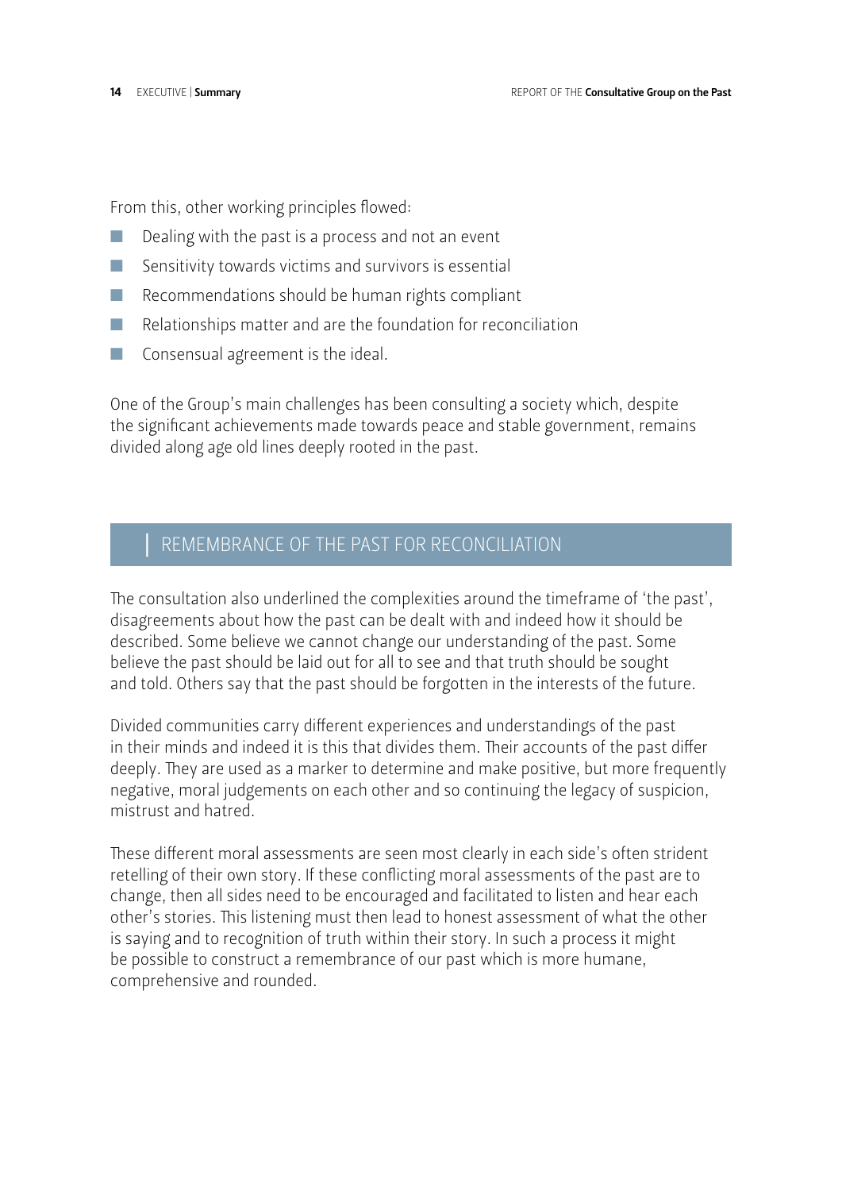From this, other working principles flowed:

- Dealing with the past is a process and not an event
- Sensitivity towards victims and survivors is essential
- Recommendations should be human rights compliant
- Relationships matter and are the foundation for reconciliation
- Consensual agreement is the ideal.

One of the Group's main challenges has been consulting a society which, despite the significant achievements made towards peace and stable government, remains divided along age old lines deeply rooted in the past.

## REMEMBRANCE OF THE PAST FOR RECONCILIATION

The consultation also underlined the complexities around the timeframe of 'the past', disagreements about how the past can be dealt with and indeed how it should be described. Some believe we cannot change our understanding of the past. Some believe the past should be laid out for all to see and that truth should be sought and told. Others say that the past should be forgotten in the interests of the future.

Divided communities carry different experiences and understandings of the past in their minds and indeed it is this that divides them. Their accounts of the past differ deeply. They are used as a marker to determine and make positive, but more frequently negative, moral judgements on each other and so continuing the legacy of suspicion, mistrust and hatred.

These different moral assessments are seen most clearly in each side's often strident retelling of their own story. If these conflicting moral assessments of the past are to change, then all sides need to be encouraged and facilitated to listen and hear each other's stories. This listening must then lead to honest assessment of what the other is saying and to recognition of truth within their story. In such a process it might be possible to construct a remembrance of our past which is more humane, comprehensive and rounded.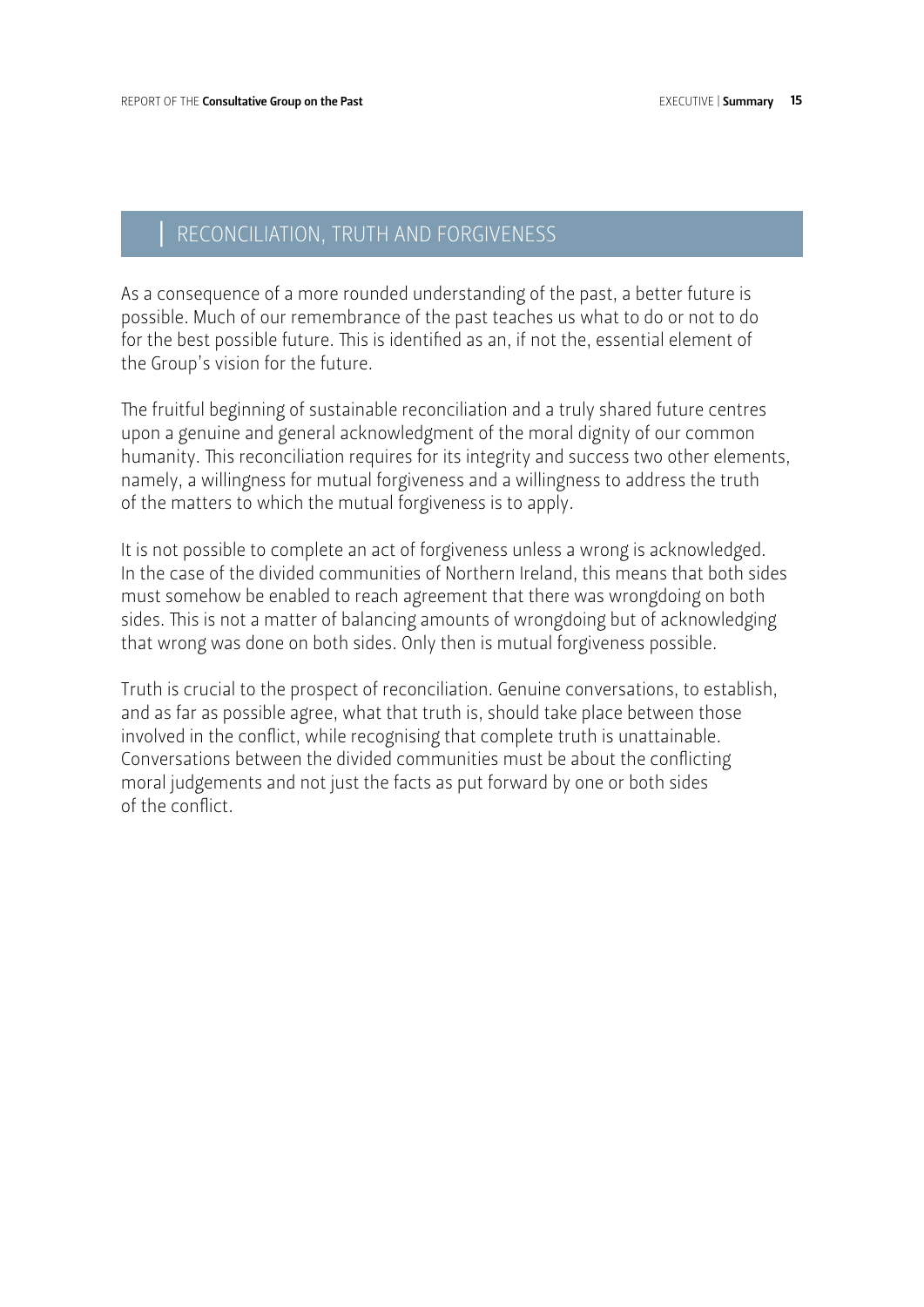## RECONCILIATION, TRUTH AND FORGIVENESS

As a consequence of a more rounded understanding of the past, a better future is possible. Much of our remembrance of the past teaches us what to do or not to do for the best possible future. This is identified as an, if not the, essential element of the Group's vision for the future.

The fruitful beginning of sustainable reconciliation and a truly shared future centres upon a genuine and general acknowledgment of the moral dignity of our common humanity. This reconciliation requires for its integrity and success two other elements, namely, a willingness for mutual forgiveness and a willingness to address the truth of the matters to which the mutual forgiveness is to apply.

It is not possible to complete an act of forgiveness unless a wrong is acknowledged. In the case of the divided communities of Northern Ireland, this means that both sides must somehow be enabled to reach agreement that there was wrongdoing on both sides. This is not a matter of balancing amounts of wrongdoing but of acknowledging that wrong was done on both sides. Only then is mutual forgiveness possible.

Truth is crucial to the prospect of reconciliation. Genuine conversations, to establish, and as far as possible agree, what that truth is, should take place between those involved in the conflict, while recognising that complete truth is unattainable. Conversations between the divided communities must be about the conflicting moral judgements and not just the facts as put forward by one or both sides of the conflict.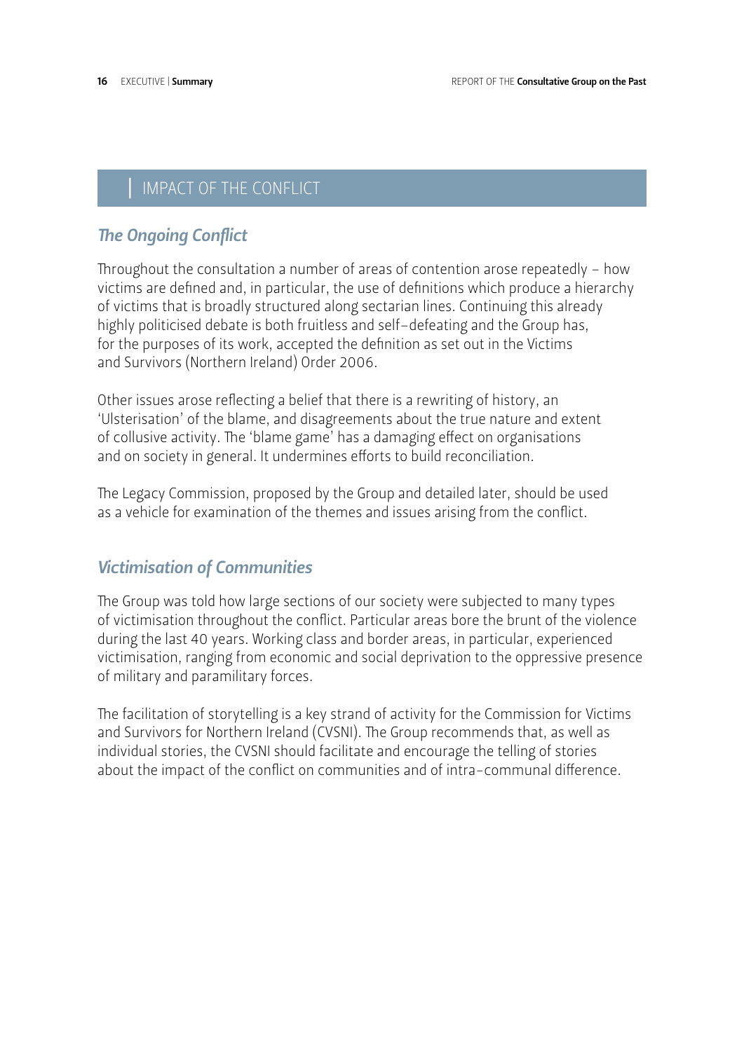## IMPACT OF THE CONFLICT

### *The Ongoing Conflict*

Throughout the consultation a number of areas of contention arose repeatedly – how victims are defined and, in particular, the use of definitions which produce a hierarchy of victims that is broadly structured along sectarian lines. Continuing this already highly politicised debate is both fruitless and self-defeating and the Group has, for the purposes of its work, accepted the definition as set out in the Victims and Survivors (Northern Ireland) Order 2006.

Other issues arose reflecting a belief that there is a rewriting of history, an 'Ulsterisation' of the blame, and disagreements about the true nature and extent of collusive activity. The 'blame game' has a damaging effect on organisations and on society in general. It undermines efforts to build reconciliation.

The Legacy Commission, proposed by the Group and detailed later, should be used as a vehicle for examination of the themes and issues arising from the conflict.

### *Victimisation of Communities*

The Group was told how large sections of our society were subjected to many types of victimisation throughout the conflict. Particular areas bore the brunt of the violence during the last 40 years. Working class and border areas, in particular, experienced victimisation, ranging from economic and social deprivation to the oppressive presence of military and paramilitary forces.

The facilitation of storytelling is a key strand of activity for the Commission for Victims and Survivors for Northern Ireland (CVSNI). The Group recommends that, as well as individual stories, the CVSNI should facilitate and encourage the telling of stories about the impact of the conflict on communities and of intra-communal difference.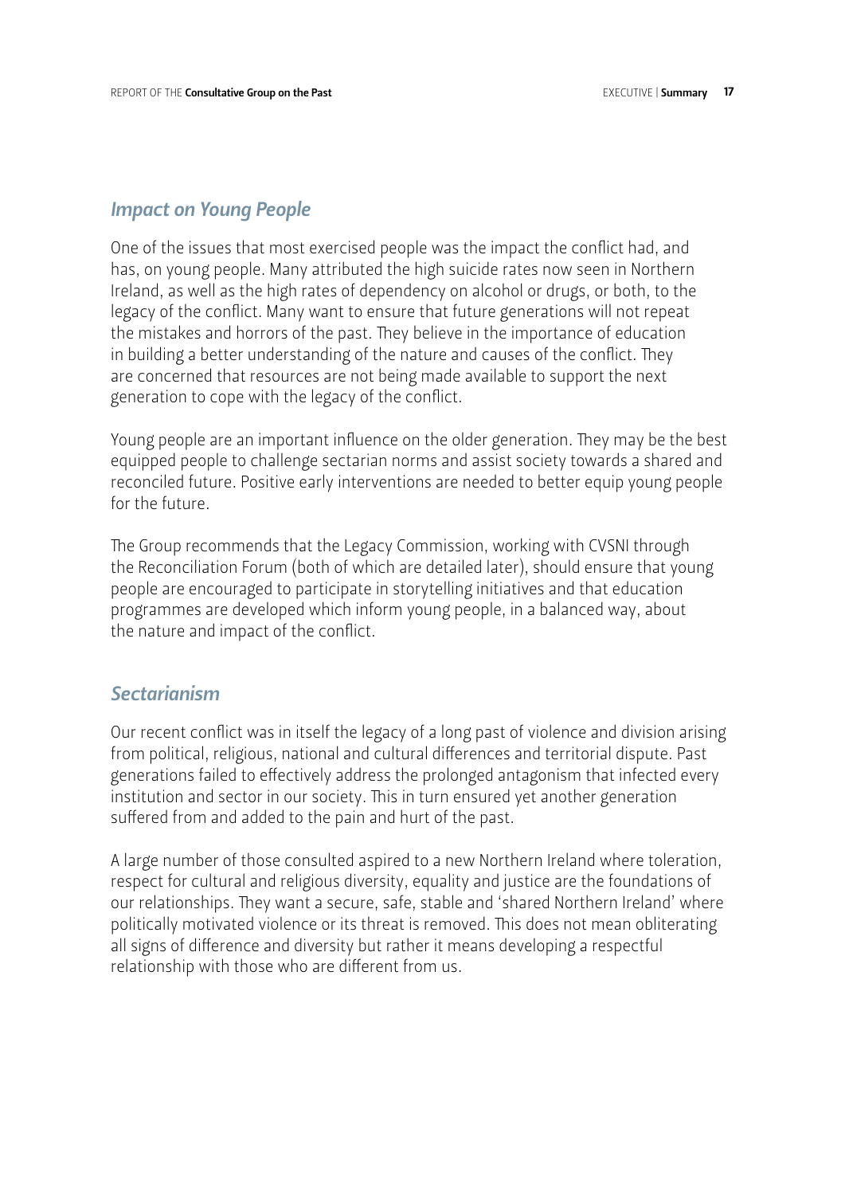## *Impact on Young People*

One of the issues that most exercised people was the impact the conflict had, and has, on young people. Many attributed the high suicide rates now seen in Northern Ireland, as well as the high rates of dependency on alcohol or drugs, or both, to the legacy of the conflict. Many want to ensure that future generations will not repeat the mistakes and horrors of the past. They believe in the importance of education in building a better understanding of the nature and causes of the conflict. They are concerned that resources are not being made available to support the next generation to cope with the legacy of the conflict.

Young people are an important influence on the older generation. They may be the best equipped people to challenge sectarian norms and assist society towards a shared and reconciled future. Positive early interventions are needed to better equip young people for the future.

The Group recommends that the Legacy Commission, working with CVSNI through the Reconciliation Forum (both of which are detailed later), should ensure that young people are encouraged to participate in storytelling initiatives and that education programmes are developed which inform young people, in a balanced way, about the nature and impact of the conflict.

## *Sectarianism*

Our recent conflict was in itself the legacy of a long past of violence and division arising from political, religious, national and cultural differences and territorial dispute. Past generations failed to effectively address the prolonged antagonism that infected every institution and sector in our society. This in turn ensured yet another generation suffered from and added to the pain and hurt of the past.

A large number of those consulted aspired to a new Northern Ireland where toleration, respect for cultural and religious diversity, equality and justice are the foundations of our relationships. They want a secure, safe, stable and 'shared Northern Ireland' where politically motivated violence or its threat is removed. This does not mean obliterating all signs of difference and diversity but rather it means developing a respectful relationship with those who are different from us.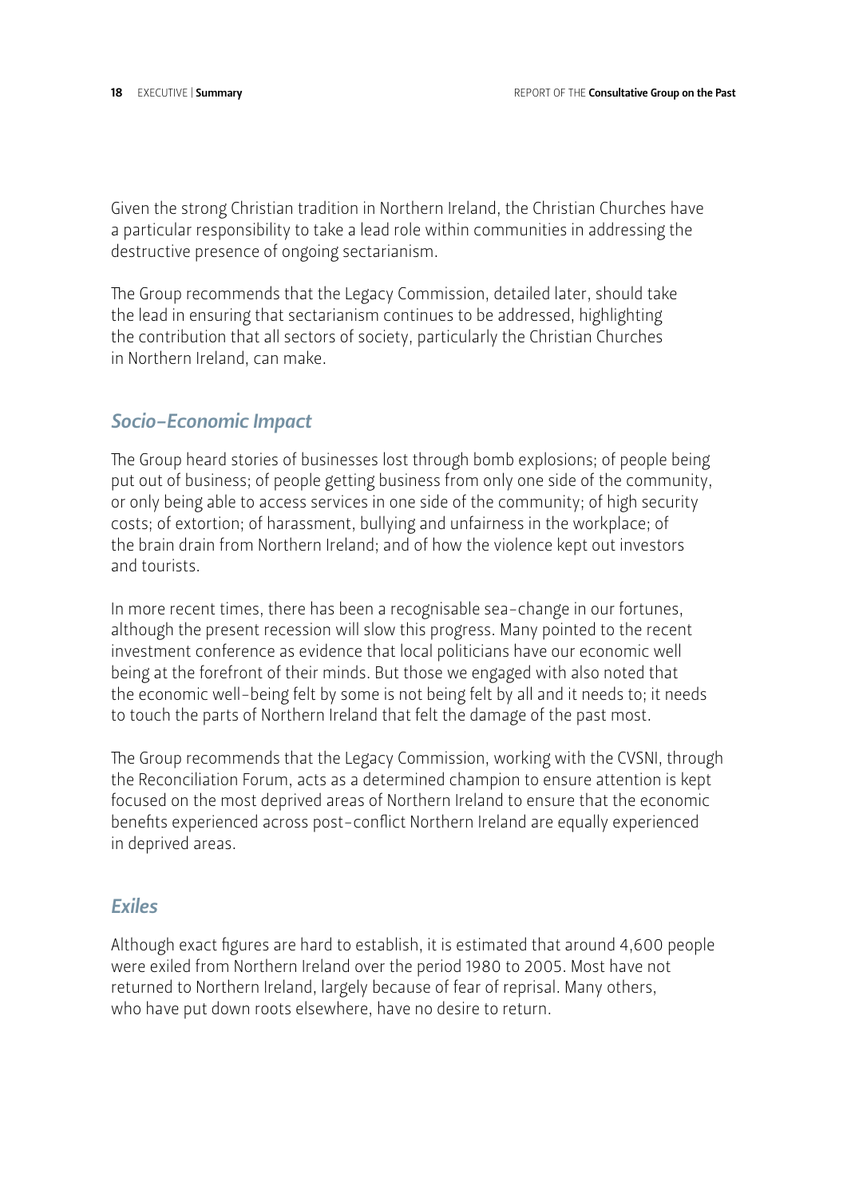Given the strong Christian tradition in Northern Ireland, the Christian Churches have a particular responsibility to take a lead role within communities in addressing the destructive presence of ongoing sectarianism.

The Group recommends that the Legacy Commission, detailed later, should take the lead in ensuring that sectarianism continues to be addressed, highlighting the contribution that all sectors of society, particularly the Christian Churches in Northern Ireland, can make.

### *Socio-Economic Impact*

The Group heard stories of businesses lost through bomb explosions; of people being put out of business; of people getting business from only one side of the community, or only being able to access services in one side of the community; of high security costs; of extortion; of harassment, bullying and unfairness in the workplace; of the brain drain from Northern Ireland; and of how the violence kept out investors and tourists.

In more recent times, there has been a recognisable sea-change in our fortunes, although the present recession will slow this progress. Many pointed to the recent investment conference as evidence that local politicians have our economic well being at the forefront of their minds. But those we engaged with also noted that the economic well-being felt by some is not being felt by all and it needs to; it needs to touch the parts of Northern Ireland that felt the damage of the past most.

The Group recommends that the Legacy Commission, working with the CVSNI, through the Reconciliation Forum, acts as a determined champion to ensure attention is kept focused on the most deprived areas of Northern Ireland to ensure that the economic benefits experienced across post-conflict Northern Ireland are equally experienced in deprived areas.

### *Exiles*

Although exact figures are hard to establish, it is estimated that around 4,600 people were exiled from Northern Ireland over the period 1980 to 2005. Most have not returned to Northern Ireland, largely because of fear of reprisal. Many others, who have put down roots elsewhere, have no desire to return.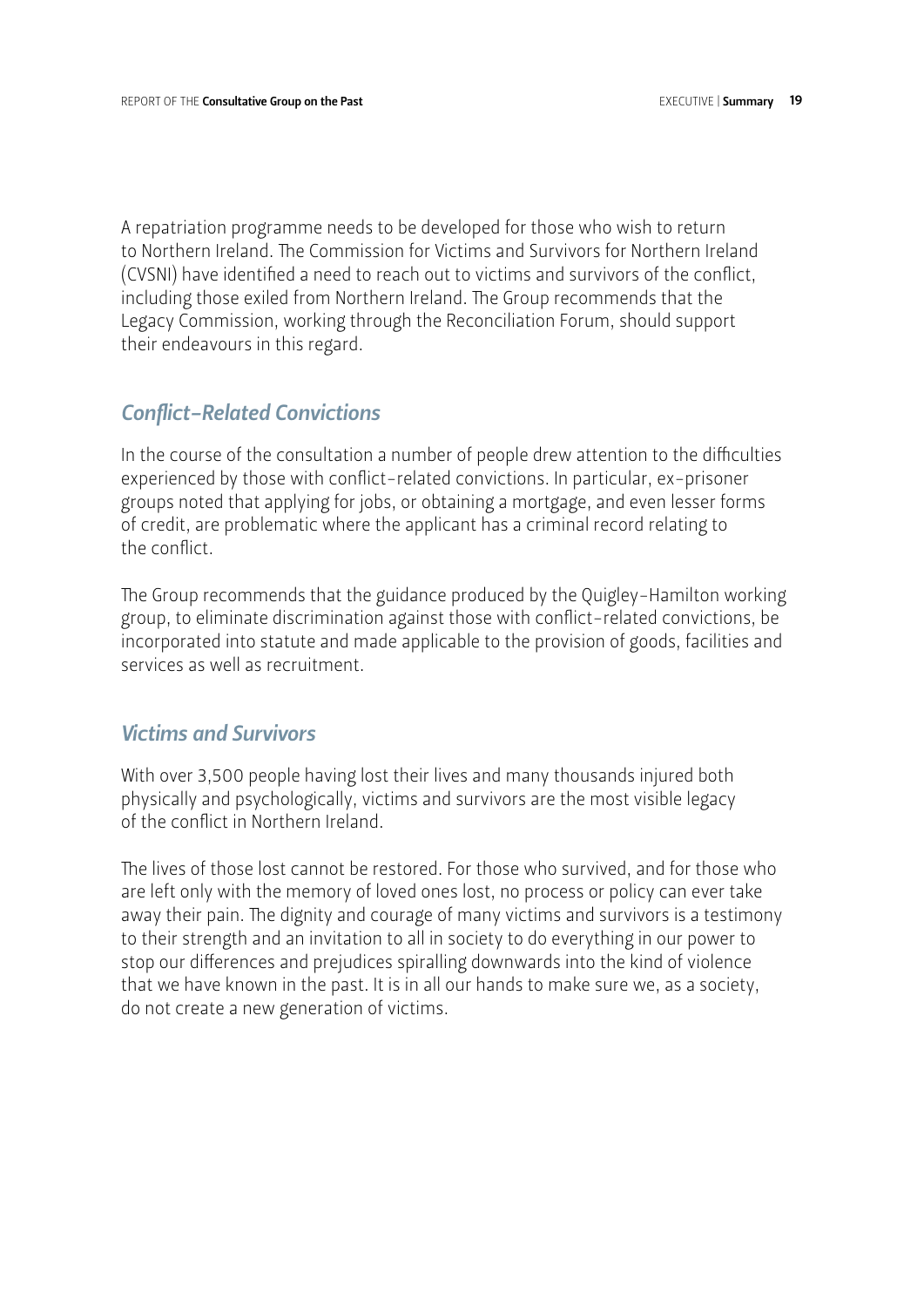A repatriation programme needs to be developed for those who wish to return to Northern Ireland. The Commission for Victims and Survivors for Northern Ireland (CVSNI) have identified a need to reach out to victims and survivors of the conflict, including those exiled from Northern Ireland. The Group recommends that the Legacy Commission, working through the Reconciliation Forum, should support their endeavours in this regard.

## *Conflict-Related Convictions*

In the course of the consultation a number of people drew attention to the difficulties experienced by those with conflict-related convictions. In particular, ex-prisoner groups noted that applying for jobs, or obtaining a mortgage, and even lesser forms of credit, are problematic where the applicant has a criminal record relating to the conflict.

The Group recommends that the guidance produced by the Quigley-Hamilton working group, to eliminate discrimination against those with conflict-related convictions, be incorporated into statute and made applicable to the provision of goods, facilities and services as well as recruitment.

## *Victims and Survivors*

With over 3,500 people having lost their lives and many thousands injured both physically and psychologically, victims and survivors are the most visible legacy of the conflict in Northern Ireland.

The lives of those lost cannot be restored. For those who survived, and for those who are left only with the memory of loved ones lost, no process or policy can ever take away their pain. The dignity and courage of many victims and survivors is a testimony to their strength and an invitation to all in society to do everything in our power to stop our differences and prejudices spiralling downwards into the kind of violence that we have known in the past. It is in all our hands to make sure we, as a society, do not create a new generation of victims.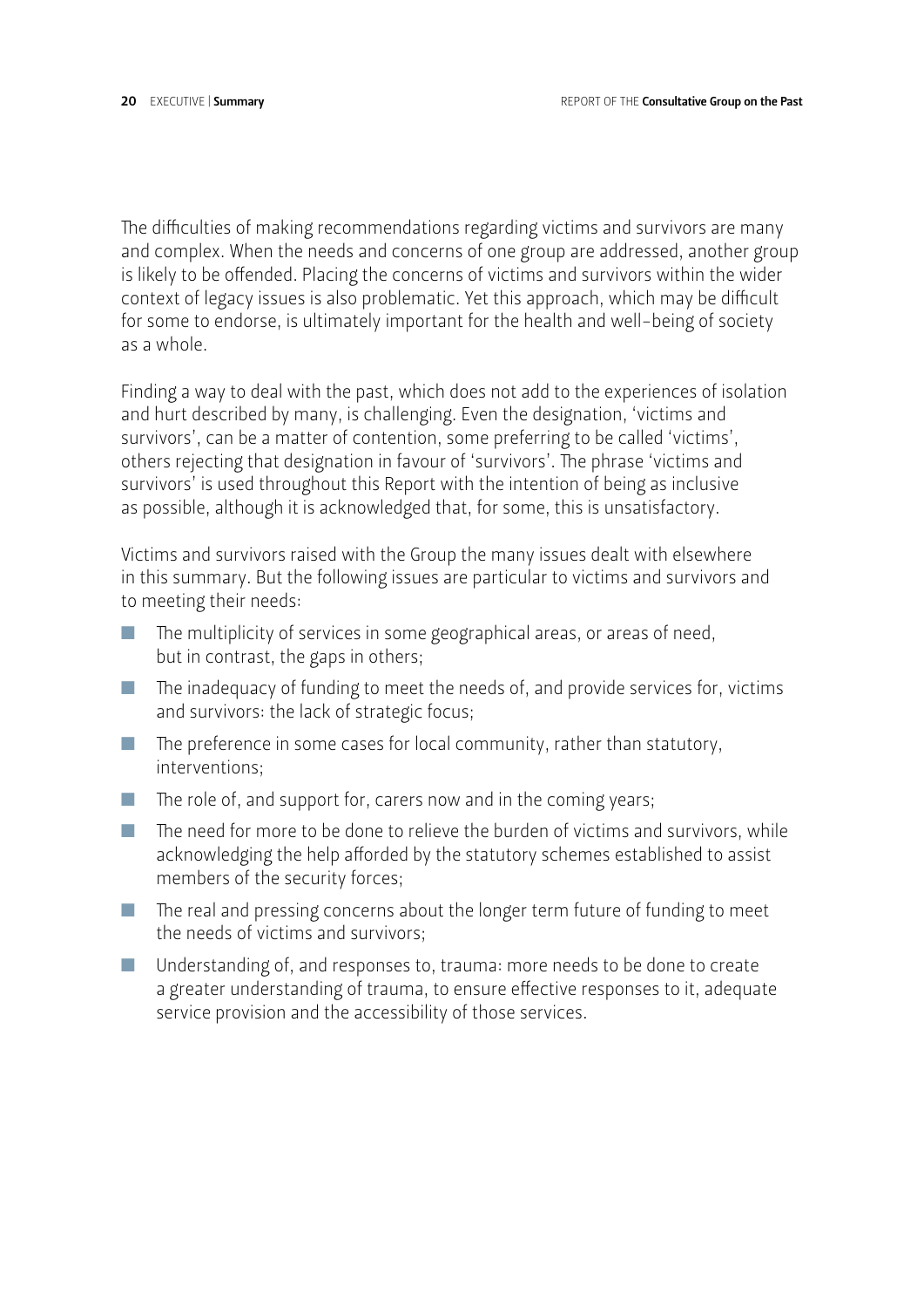The difficulties of making recommendations regarding victims and survivors are many and complex. When the needs and concerns of one group are addressed, another group is likely to be offended. Placing the concerns of victims and survivors within the wider context of legacy issues is also problematic. Yet this approach, which may be difficult for some to endorse, is ultimately important for the health and well-being of society as a whole.

Finding a way to deal with the past, which does not add to the experiences of isolation and hurt described by many, is challenging. Even the designation, 'victims and survivors', can be a matter of contention, some preferring to be called 'victims', others rejecting that designation in favour of 'survivors'. The phrase 'victims and survivors' is used throughout this Report with the intention of being as inclusive as possible, although it is acknowledged that, for some, this is unsatisfactory.

Victims and survivors raised with the Group the many issues dealt with elsewhere in this summary. But the following issues are particular to victims and survivors and to meeting their needs:

- The multiplicity of services in some geographical areas, or areas of need, but in contrast, the gaps in others;
- The inadequacy of funding to meet the needs of, and provide services for, victims and survivors: the lack of strategic focus;
- The preference in some cases for local community, rather than statutory, interventions;
- The role of, and support for, carers now and in the coming years;
- The need for more to be done to relieve the burden of victims and survivors, while acknowledging the help afforded by the statutory schemes established to assist members of the security forces;
- The real and pressing concerns about the longer term future of funding to meet the needs of victims and survivors;
- Understanding of, and responses to, trauma: more needs to be done to create a greater understanding of trauma, to ensure effective responses to it, adequate service provision and the accessibility of those services.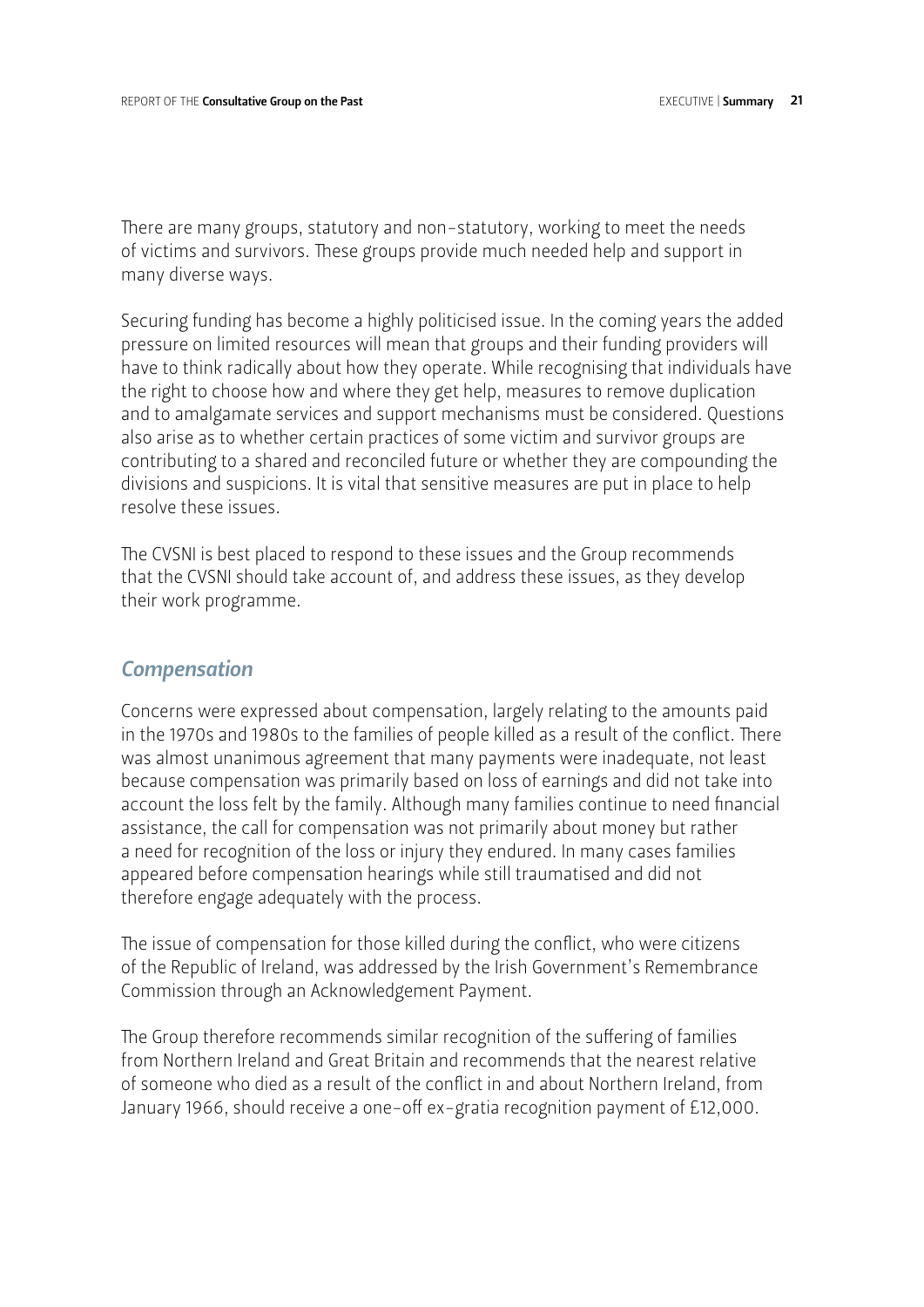There are many groups, statutory and non-statutory, working to meet the needs of victims and survivors. These groups provide much needed help and support in many diverse ways.

Securing funding has become a highly politicised issue. In the coming years the added pressure on limited resources will mean that groups and their funding providers will have to think radically about how they operate. While recognising that individuals have the right to choose how and where they get help, measures to remove duplication and to amalgamate services and support mechanisms must be considered. Questions also arise as to whether certain practices of some victim and survivor groups are contributing to a shared and reconciled future or whether they are compounding the divisions and suspicions. It is vital that sensitive measures are put in place to help resolve these issues.

The CVSNI is best placed to respond to these issues and the Group recommends that the CVSNI should take account of, and address these issues, as they develop their work programme.

## *Compensation*

Concerns were expressed about compensation, largely relating to the amounts paid in the 1970s and 1980s to the families of people killed as a result of the conflict. There was almost unanimous agreement that many payments were inadequate, not least because compensation was primarily based on loss of earnings and did not take into account the loss felt by the family. Although many families continue to need financial assistance, the call for compensation was not primarily about money but rather a need for recognition of the loss or injury they endured. In many cases families appeared before compensation hearings while still traumatised and did not therefore engage adequately with the process.

The issue of compensation for those killed during the conflict, who were citizens of the Republic of Ireland, was addressed by the Irish Government's Remembrance Commission through an Acknowledgement Payment.

The Group therefore recommends similar recognition of the suffering of families from Northern Ireland and Great Britain and recommends that the nearest relative of someone who died as a result of the conflict in and about Northern Ireland, from January 1966, should receive a one-off ex-gratia recognition payment of £12,000.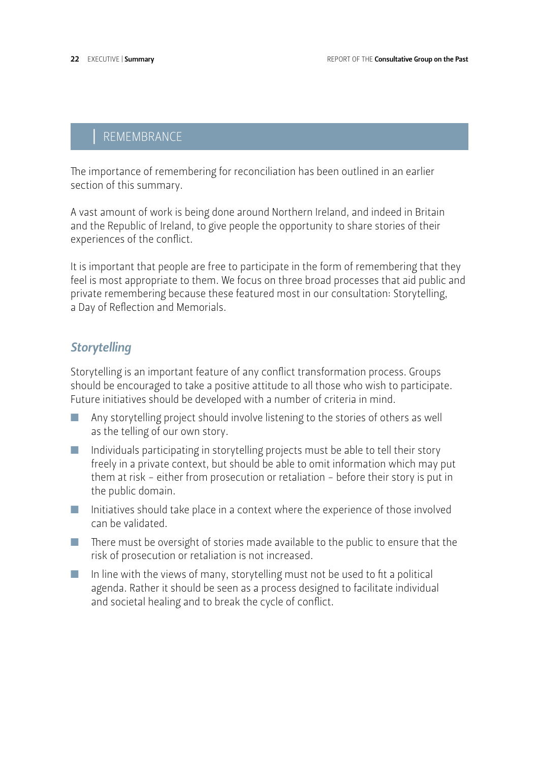## REMEMBRANCE

The importance of remembering for reconciliation has been outlined in an earlier section of this summary.

A vast amount of work is being done around Northern Ireland, and indeed in Britain and the Republic of Ireland, to give people the opportunity to share stories of their experiences of the conflict.

It is important that people are free to participate in the form of remembering that they feel is most appropriate to them. We focus on three broad processes that aid public and private remembering because these featured most in our consultation: Storytelling, a Day of Reflection and Memorials.

### *Storytelling*

Storytelling is an important feature of any conflict transformation process. Groups should be encouraged to take a positive attitude to all those who wish to participate. Future initiatives should be developed with a number of criteria in mind.

- Any storytelling project should involve listening to the stories of others as well as the telling of our own story.
- Individuals participating in storytelling projects must be able to tell their story freely in a private context, but should be able to omit information which may put them at risk – either from prosecution or retaliation – before their story is put in the public domain.
- Initiatives should take place in a context where the experience of those involved can be validated.
- There must be oversight of stories made available to the public to ensure that the risk of prosecution or retaliation is not increased.
- In line with the views of many, storytelling must not be used to fit a political agenda. Rather it should be seen as a process designed to facilitate individual and societal healing and to break the cycle of conflict.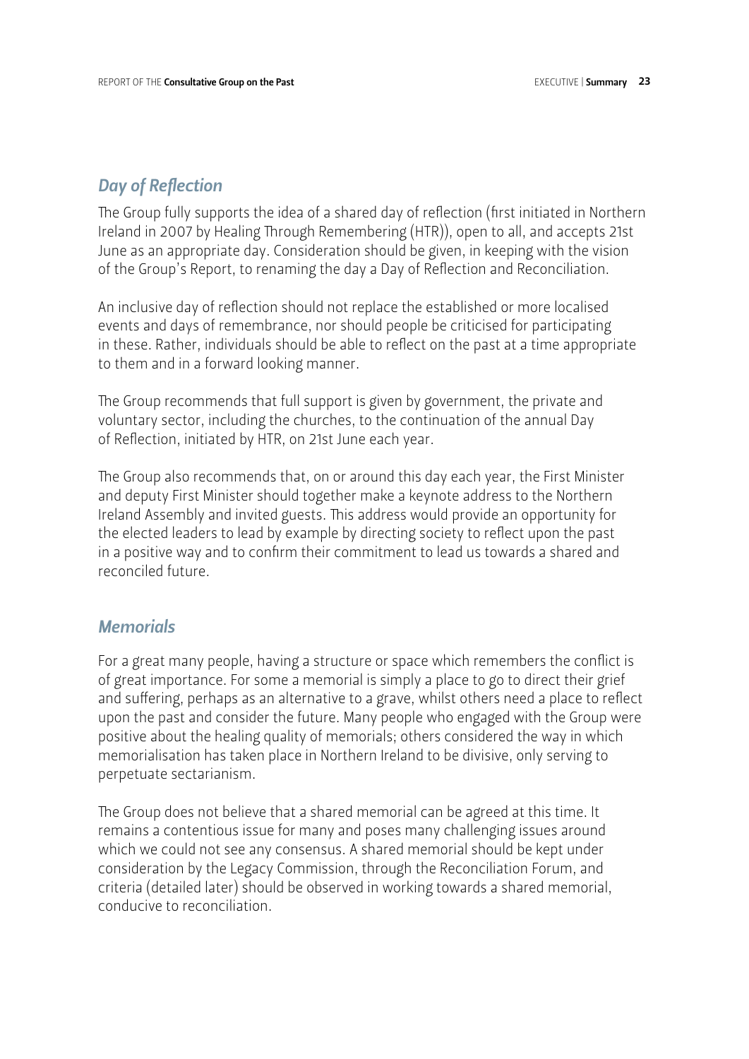## *Day of Reflection*

The Group fully supports the idea of a shared day of reflection (first initiated in Northern Ireland in 2007 by Healing Through Remembering (HTR)), open to all, and accepts 21st June as an appropriate day. Consideration should be given, in keeping with the vision of the Group's Report, to renaming the day a Day of Reflection and Reconciliation.

An inclusive day of reflection should not replace the established or more localised events and days of remembrance, nor should people be criticised for participating in these. Rather, individuals should be able to reflect on the past at a time appropriate to them and in a forward looking manner.

The Group recommends that full support is given by government, the private and voluntary sector, including the churches, to the continuation of the annual Day of Reflection, initiated by HTR, on 21st June each year.

The Group also recommends that, on or around this day each year, the First Minister and deputy First Minister should together make a keynote address to the Northern Ireland Assembly and invited guests. This address would provide an opportunity for the elected leaders to lead by example by directing society to reflect upon the past in a positive way and to confirm their commitment to lead us towards a shared and reconciled future.

## *Memorials*

For a great many people, having a structure or space which remembers the conflict is of great importance. For some a memorial is simply a place to go to direct their grief and suffering, perhaps as an alternative to a grave, whilst others need a place to reflect upon the past and consider the future. Many people who engaged with the Group were positive about the healing quality of memorials; others considered the way in which memorialisation has taken place in Northern Ireland to be divisive, only serving to perpetuate sectarianism.

The Group does not believe that a shared memorial can be agreed at this time. It remains a contentious issue for many and poses many challenging issues around which we could not see any consensus. A shared memorial should be kept under consideration by the Legacy Commission, through the Reconciliation Forum, and criteria (detailed later) should be observed in working towards a shared memorial, conducive to reconciliation.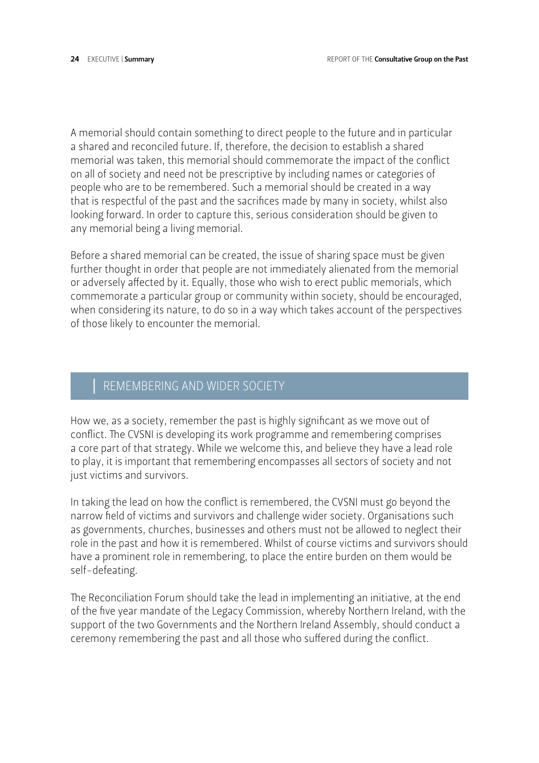A memorial should contain something to direct people to the future and in particular a shared and reconciled future. If, therefore, the decision to establish a shared memorial was taken, this memorial should commemorate the impact of the conflict on all of society and need not be prescriptive by including names or categories of people who are to be remembered. Such a memorial should be created in a way that is respectful of the past and the sacrifices made by many in society, whilst also looking forward. In order to capture this, serious consideration should be given to any memorial being a living memorial.

Before a shared memorial can be created, the issue of sharing space must be given further thought in order that people are not immediately alienated from the memorial or adversely affected by it. Equally, those who wish to erect public memorials, which commemorate a particular group or community within society, should be encouraged, when considering its nature, to do so in a way which takes account of the perspectives of those likely to encounter the memorial.

## REMEMBERING AND WIDER SOCIETY

How we, as a society, remember the past is highly significant as we move out of conflict. The CVSNI is developing its work programme and remembering comprises a core part of that strategy. While we welcome this, and believe they have a lead role to play, it is important that remembering encompasses all sectors of society and not just victims and survivors.

In taking the lead on how the conflict is remembered, the CVSNI must go beyond the narrow field of victims and survivors and challenge wider society. Organisations such as governments, churches, businesses and others must not be allowed to neglect their role in the past and how it is remembered. Whilst of course victims and survivors should have a prominent role in remembering, to place the entire burden on them would be self-defeating.

The Reconciliation Forum should take the lead in implementing an initiative, at the end of the five year mandate of the Legacy Commission, whereby Northern Ireland, with the support of the two Governments and the Northern Ireland Assembly, should conduct a ceremony remembering the past and all those who suffered during the conflict.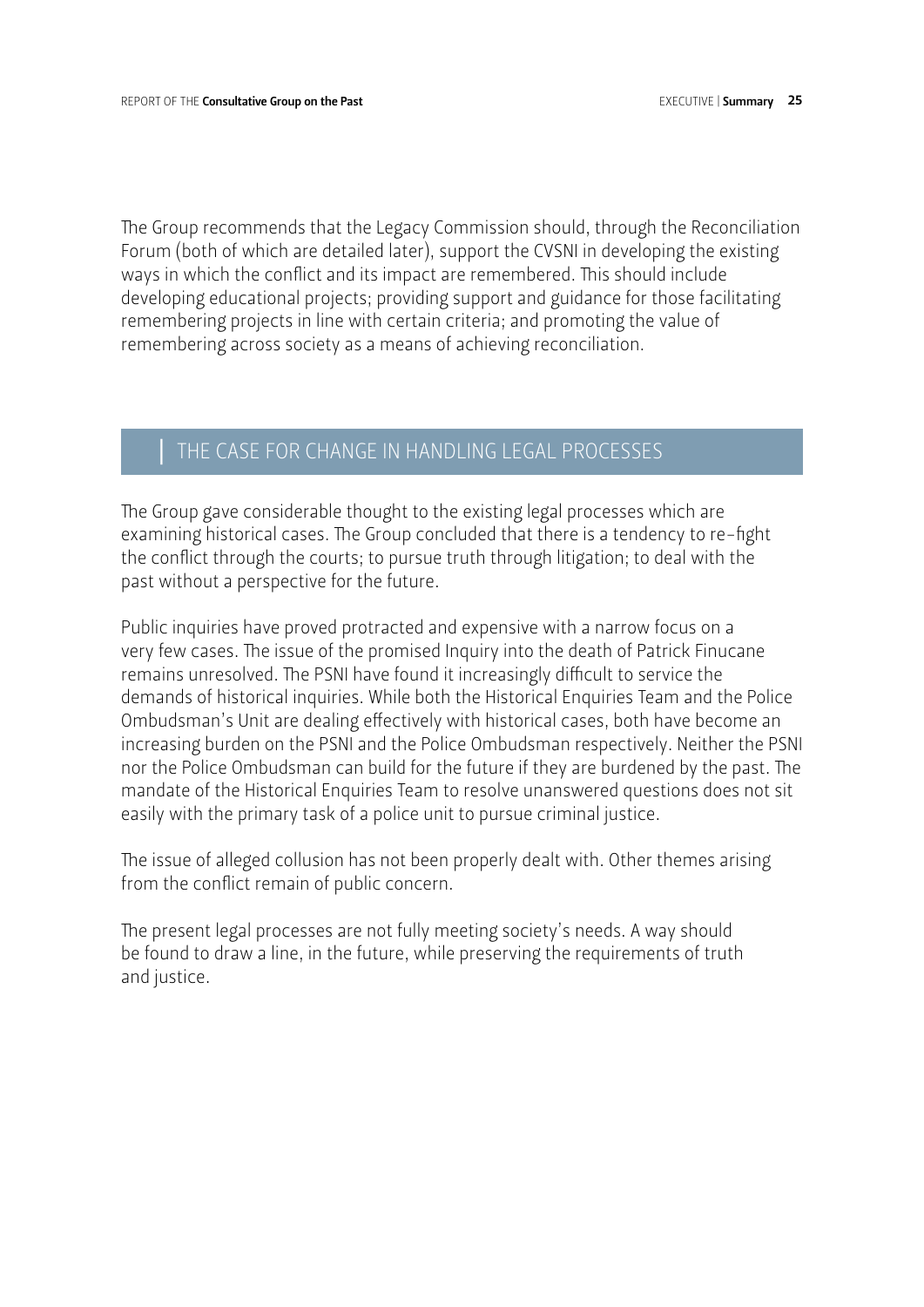The Group recommends that the Legacy Commission should, through the Reconciliation Forum (both of which are detailed later), support the CVSNI in developing the existing ways in which the conflict and its impact are remembered. This should include developing educational projects; providing support and guidance for those facilitating remembering projects in line with certain criteria; and promoting the value of remembering across society as a means of achieving reconciliation.

## THE CASE FOR CHANGE IN HANDLING LEGAL PROCESSES

The Group gave considerable thought to the existing legal processes which are examining historical cases. The Group concluded that there is a tendency to re-fight the conflict through the courts; to pursue truth through litigation; to deal with the past without a perspective for the future.

Public inquiries have proved protracted and expensive with a narrow focus on a very few cases. The issue of the promised Inquiry into the death of Patrick Finucane remains unresolved. The PSNI have found it increasingly difficult to service the demands of historical inquiries. While both the Historical Enquiries Team and the Police Ombudsman's Unit are dealing effectively with historical cases, both have become an increasing burden on the PSNI and the Police Ombudsman respectively. Neither the PSNI nor the Police Ombudsman can build for the future if they are burdened by the past. The mandate of the Historical Enquiries Team to resolve unanswered questions does not sit easily with the primary task of a police unit to pursue criminal justice.

The issue of alleged collusion has not been properly dealt with. Other themes arising from the conflict remain of public concern.

The present legal processes are not fully meeting society's needs. A way should be found to draw a line, in the future, while preserving the requirements of truth and justice.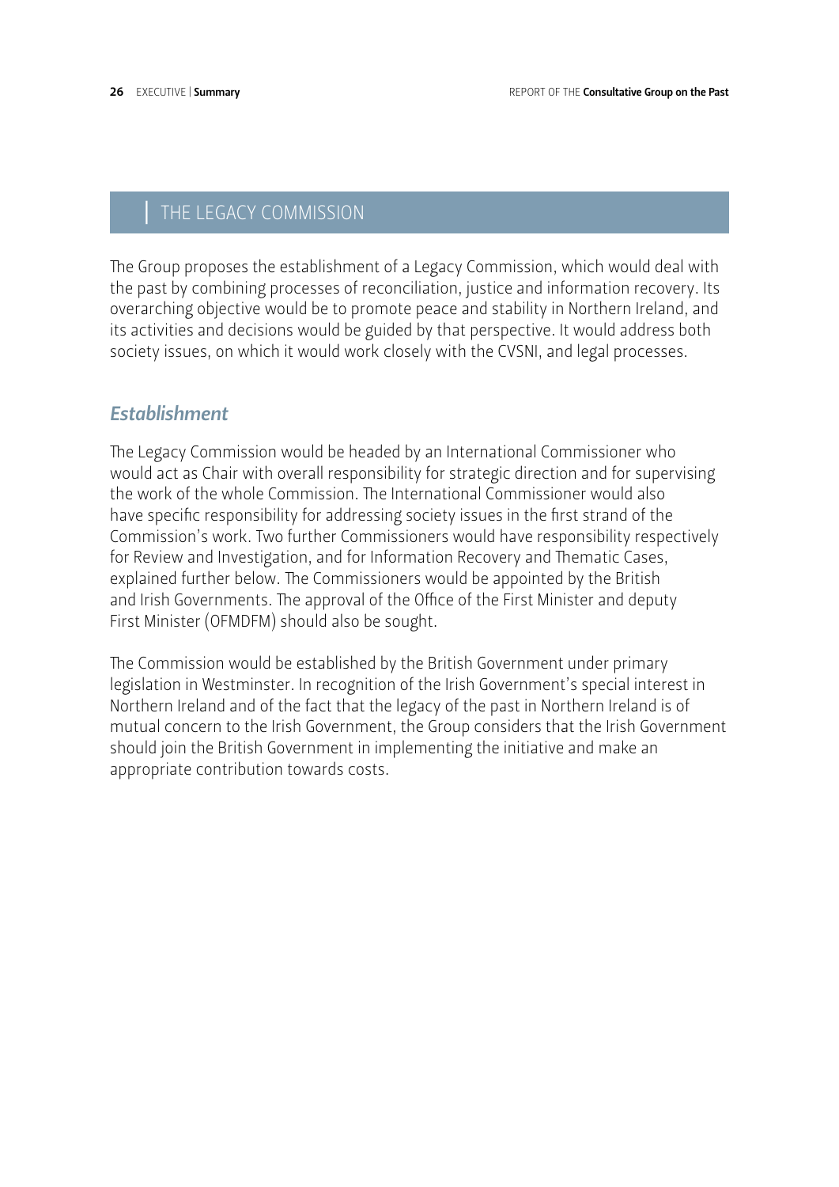## THE LEGACY COMMISSION

The Group proposes the establishment of a Legacy Commission, which would deal with the past by combining processes of reconciliation, justice and information recovery. Its overarching objective would be to promote peace and stability in Northern Ireland, and its activities and decisions would be guided by that perspective. It would address both society issues, on which it would work closely with the CVSNI, and legal processes.

### *Establishment*

The Legacy Commission would be headed by an International Commissioner who would act as Chair with overall responsibility for strategic direction and for supervising the work of the whole Commission. The International Commissioner would also have specific responsibility for addressing society issues in the first strand of the Commission's work. Two further Commissioners would have responsibility respectively for Review and Investigation, and for Information Recovery and Thematic Cases, explained further below. The Commissioners would be appointed by the British and Irish Governments. The approval of the Office of the First Minister and deputy First Minister (OFMDFM) should also be sought.

The Commission would be established by the British Government under primary legislation in Westminster. In recognition of the Irish Government's special interest in Northern Ireland and of the fact that the legacy of the past in Northern Ireland is of mutual concern to the Irish Government, the Group considers that the Irish Government should join the British Government in implementing the initiative and make an appropriate contribution towards costs.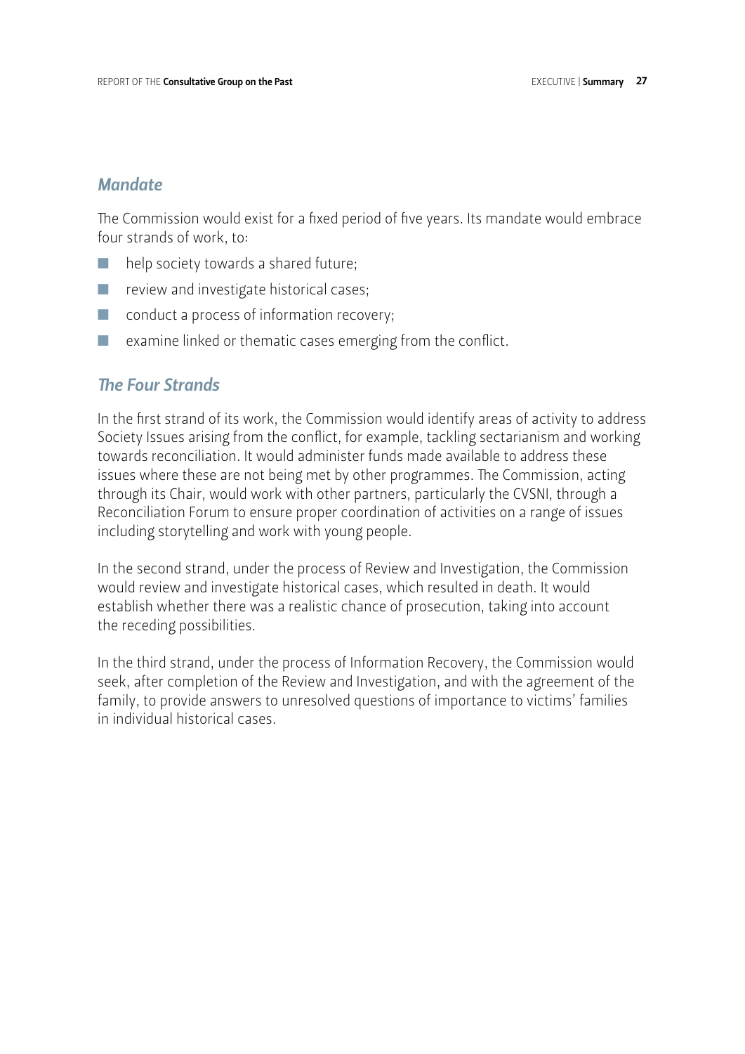## *Mandate*

The Commission would exist for a fixed period of five years. Its mandate would embrace four strands of work, to:

- help society towards a shared future;
- review and investigate historical cases;
- conduct a process of information recovery;
- examine linked or thematic cases emerging from the conflict.

## *The Four Strands*

In the first strand of its work, the Commission would identify areas of activity to address Society Issues arising from the conflict, for example, tackling sectarianism and working towards reconciliation. It would administer funds made available to address these issues where these are not being met by other programmes. The Commission, acting through its Chair, would work with other partners, particularly the CVSNI, through a Reconciliation Forum to ensure proper coordination of activities on a range of issues including storytelling and work with young people.

In the second strand, under the process of Review and Investigation, the Commission would review and investigate historical cases, which resulted in death. It would establish whether there was a realistic chance of prosecution, taking into account the receding possibilities.

In the third strand, under the process of Information Recovery, the Commission would seek, after completion of the Review and Investigation, and with the agreement of the family, to provide answers to unresolved questions of importance to victims' families in individual historical cases.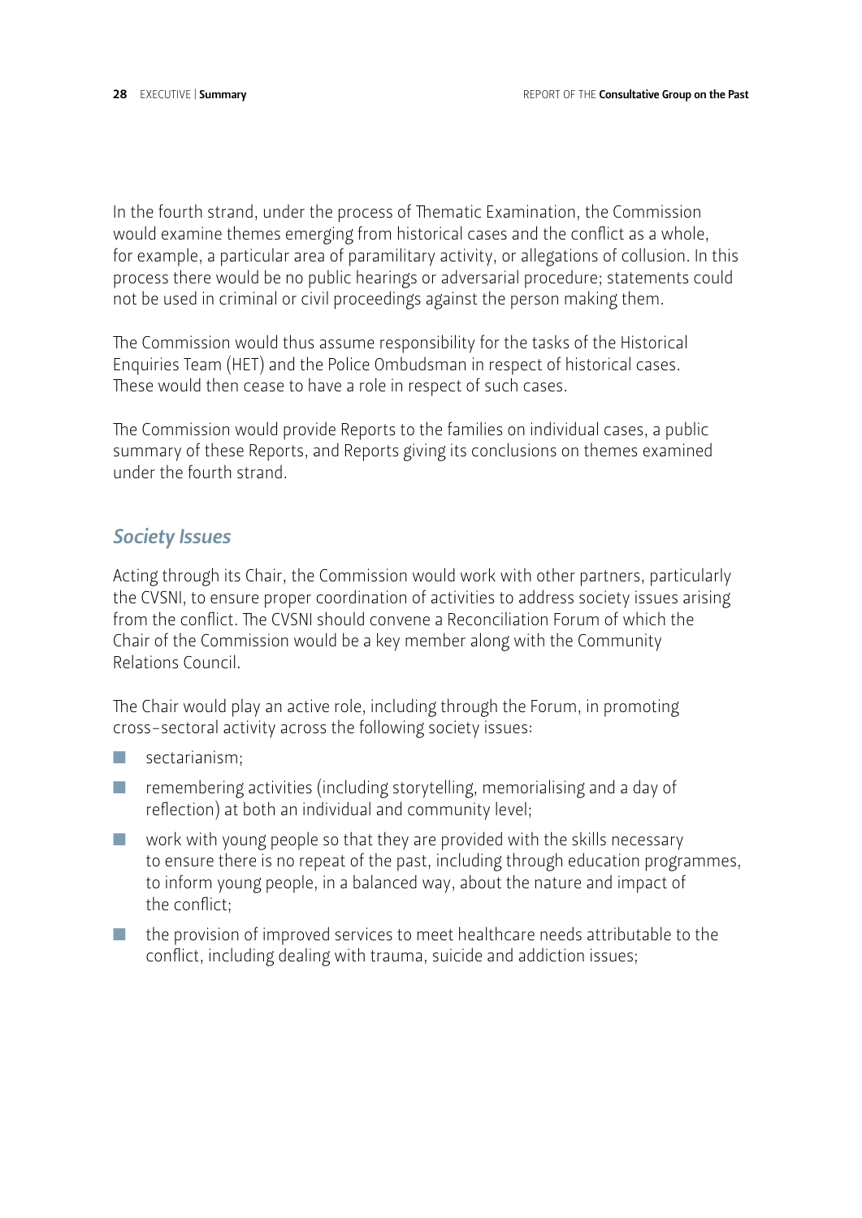In the fourth strand, under the process of Thematic Examination, the Commission would examine themes emerging from historical cases and the conflict as a whole, for example, a particular area of paramilitary activity, or allegations of collusion. In this process there would be no public hearings or adversarial procedure; statements could not be used in criminal or civil proceedings against the person making them.

The Commission would thus assume responsibility for the tasks of the Historical Enquiries Team (HET) and the Police Ombudsman in respect of historical cases. These would then cease to have a role in respect of such cases.

The Commission would provide Reports to the families on individual cases, a public summary of these Reports, and Reports giving its conclusions on themes examined under the fourth strand.

### *Society Issues*

Acting through its Chair, the Commission would work with other partners, particularly the CVSNI, to ensure proper coordination of activities to address society issues arising from the conflict. The CVSNI should convene a Reconciliation Forum of which the Chair of the Commission would be a key member along with the Community Relations Council.

The Chair would play an active role, including through the Forum, in promoting cross-sectoral activity across the following society issues:

- sectarianism;
- remembering activities (including storytelling, memorialising and a day of reflection) at both an individual and community level;
- work with young people so that they are provided with the skills necessary to ensure there is no repeat of the past, including through education programmes, to inform young people, in a balanced way, about the nature and impact of the conflict;
- the provision of improved services to meet healthcare needs attributable to the conflict, including dealing with trauma, suicide and addiction issues;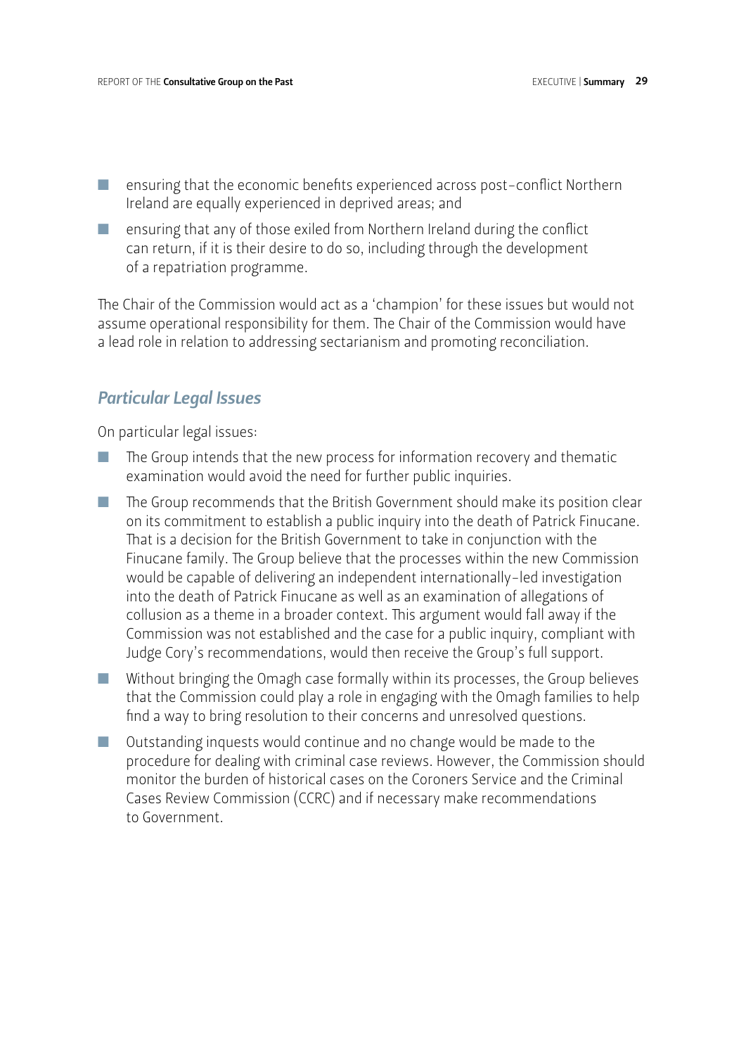- ensuring that the economic benefits experienced across post-conflict Northern Ireland are equally experienced in deprived areas; and
- ensuring that any of those exiled from Northern Ireland during the conflict can return, if it is their desire to do so, including through the development of a repatriation programme.

The Chair of the Commission would act as a 'champion' for these issues but would not assume operational responsibility for them. The Chair of the Commission would have a lead role in relation to addressing sectarianism and promoting reconciliation.

## *Particular Legal Issues*

On particular legal issues:

- The Group intends that the new process for information recovery and thematic examination would avoid the need for further public inquiries.
- The Group recommends that the British Government should make its position clear on its commitment to establish a public inquiry into the death of Patrick Finucane. That is a decision for the British Government to take in conjunction with the Finucane family. The Group believe that the processes within the new Commission would be capable of delivering an independent internationally-led investigation into the death of Patrick Finucane as well as an examination of allegations of collusion as a theme in a broader context. This argument would fall away if the Commission was not established and the case for a public inquiry, compliant with Judge Cory's recommendations, would then receive the Group's full support.
- Without bringing the Omagh case formally within its processes, the Group believes that the Commission could play a role in engaging with the Omagh families to help find a way to bring resolution to their concerns and unresolved questions.
- Outstanding inquests would continue and no change would be made to the procedure for dealing with criminal case reviews. However, the Commission should monitor the burden of historical cases on the Coroners Service and the Criminal Cases Review Commission (CCRC) and if necessary make recommendations to Government.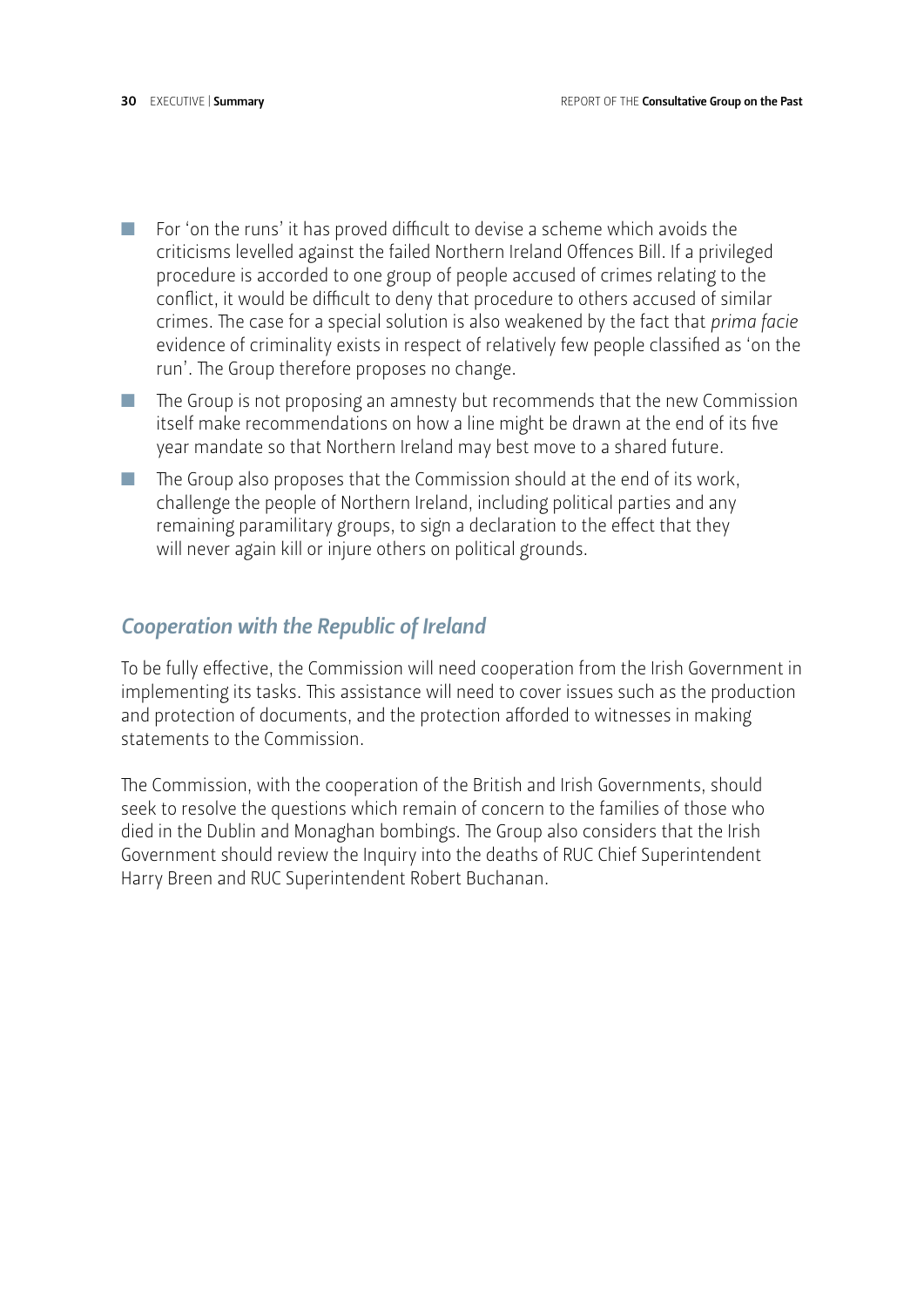- For 'on the runs' it has proved difficult to devise a scheme which avoids the criticisms levelled against the failed Northern Ireland Offences Bill. If a privileged procedure is accorded to one group of people accused of crimes relating to the conflict, it would be difficult to deny that procedure to others accused of similar crimes. The case for a special solution is also weakened by the fact that *prima facie* evidence of criminality exists in respect of relatively few people classified as 'on the run'. The Group therefore proposes no change.
- The Group is not proposing an amnesty but recommends that the new Commission itself make recommendations on how a line might be drawn at the end of its five year mandate so that Northern Ireland may best move to a shared future.
- The Group also proposes that the Commission should at the end of its work, challenge the people of Northern Ireland, including political parties and any remaining paramilitary groups, to sign a declaration to the effect that they will never again kill or injure others on political grounds.

## *Cooperation with the Republic of Ireland*

To be fully effective, the Commission will need cooperation from the Irish Government in implementing its tasks. This assistance will need to cover issues such as the production and protection of documents, and the protection afforded to witnesses in making statements to the Commission.

The Commission, with the cooperation of the British and Irish Governments, should seek to resolve the questions which remain of concern to the families of those who died in the Dublin and Monaghan bombings. The Group also considers that the Irish Government should review the Inquiry into the deaths of RUC Chief Superintendent Harry Breen and RUC Superintendent Robert Buchanan.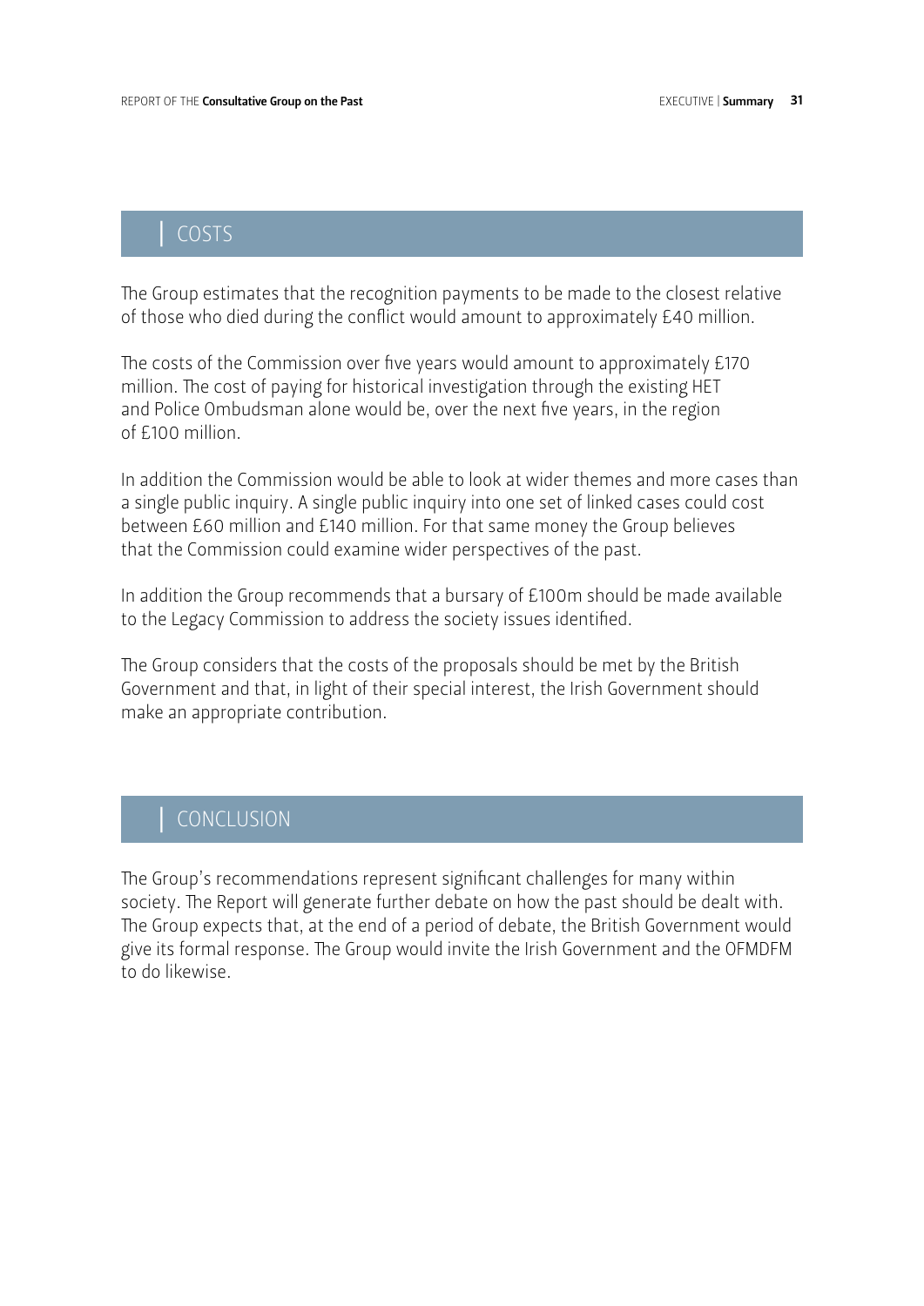## COSTS

The Group estimates that the recognition payments to be made to the closest relative of those who died during the conflict would amount to approximately £40 million.

The costs of the Commission over five years would amount to approximately £170 million. The cost of paying for historical investigation through the existing HET and Police Ombudsman alone would be, over the next five years, in the region of £100 million.

In addition the Commission would be able to look at wider themes and more cases than a single public inquiry. A single public inquiry into one set of linked cases could cost between £60 million and £140 million. For that same money the Group believes that the Commission could examine wider perspectives of the past.

In addition the Group recommends that a bursary of £100m should be made available to the Legacy Commission to address the society issues identified.

The Group considers that the costs of the proposals should be met by the British Government and that, in light of their special interest, the Irish Government should make an appropriate contribution.

## CONCLUSION

The Group's recommendations represent significant challenges for many within society. The Report will generate further debate on how the past should be dealt with. The Group expects that, at the end of a period of debate, the British Government would give its formal response. The Group would invite the Irish Government and the OFMDFM to do likewise.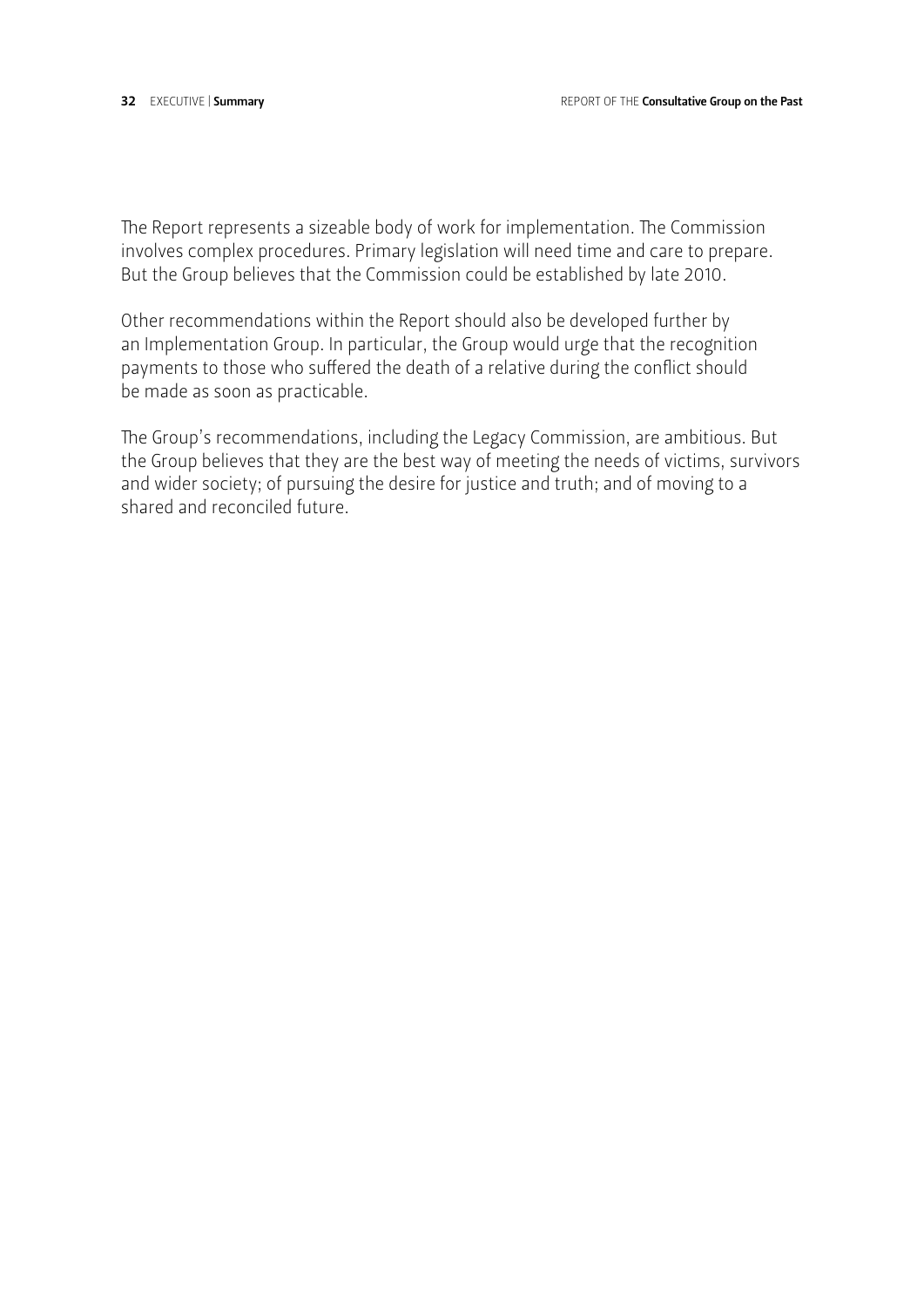The Report represents a sizeable body of work for implementation. The Commission involves complex procedures. Primary legislation will need time and care to prepare. But the Group believes that the Commission could be established by late 2010.

Other recommendations within the Report should also be developed further by an Implementation Group. In particular, the Group would urge that the recognition payments to those who suffered the death of a relative during the conflict should be made as soon as practicable.

The Group's recommendations, including the Legacy Commission, are ambitious. But the Group believes that they are the best way of meeting the needs of victims, survivors and wider society; of pursuing the desire for justice and truth; and of moving to a shared and reconciled future.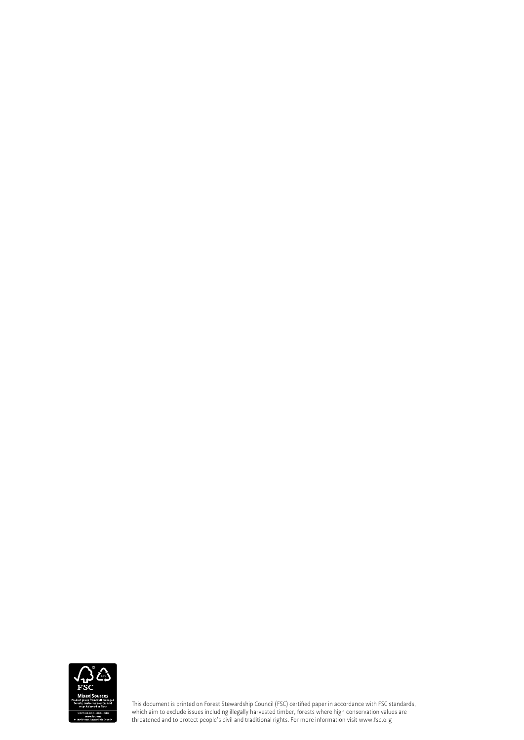This document is printed on Forest Stewardship Council (FSC) certified paper in accordance with FSC standards, which aim to exclude issues including illegally harvested timber, forests where high conservation values are threatened and to protect people's civil and traditional rights. For more information visit www.fsc.org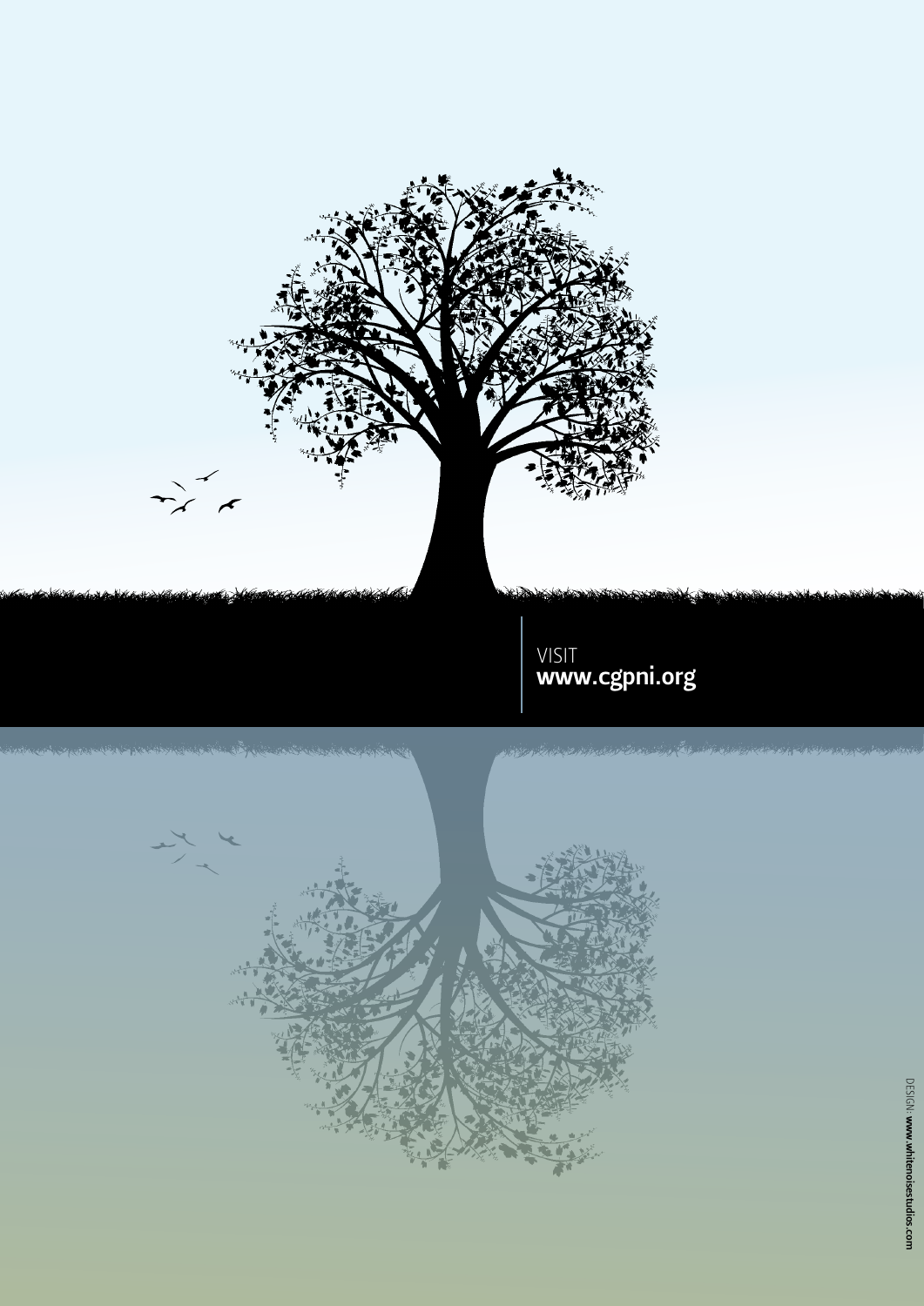VISIT
**www.cgpni.org**

DESIGN: **www.whitenoisestudios.com**